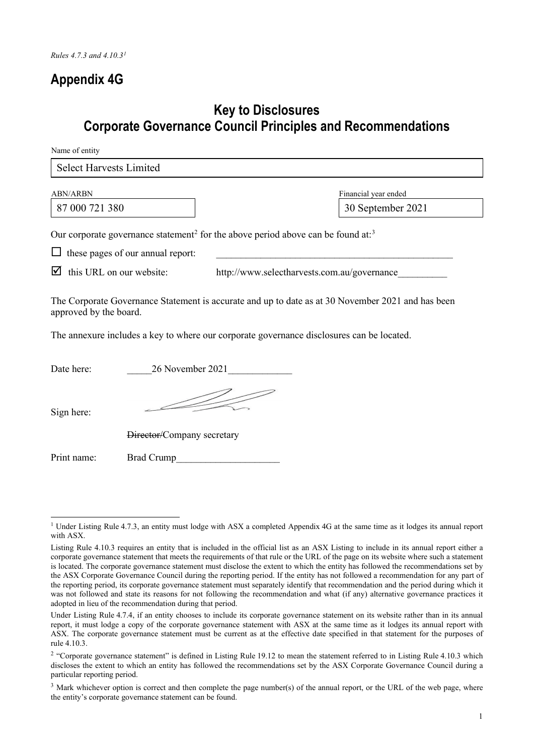*Rules 4.7.3 and 4.10.3*[1]

# Appendix 4G

## Key to Disclosures
## Corporate Governance Council Principles and Recommendations

Name of entity

Select Harvests Limited

| ABN/ARBN | Financial year ended |
| --- | --- |
| 87 000 721 380 | 30 September 2021 |

Our corporate governance statement[2] for the above period above can be found at:[3]

☐ these pages of our annual report: ________________________________________________

☑ this URL on our website: http://www.selectharvests.com.au/governance__________

The Corporate Governance Statement is accurate and up to date as at 30 November 2021 and has been approved by the board.

The annexure includes a key to where our corporate governance disclosures can be located.

Date here: _____26 November 2021____________

Sign here:

~~Director/~~Company secretary

Print name: Brad Crump____________________

---

[1] Under Listing Rule 4.7.3, an entity must lodge with ASX a completed Appendix 4G at the same time as it lodges its annual report with ASX.

Listing Rule 4.10.3 requires an entity that is included in the official list as an ASX Listing to include in its annual report either a corporate governance statement that meets the requirements of that rule or the URL of the page on its website where such a statement is located. The corporate governance statement must disclose the extent to which the entity has followed the recommendations set by the ASX Corporate Governance Council during the reporting period. If the entity has not followed a recommendation for any part of the reporting period, its corporate governance statement must separately identify that recommendation and the period during which it was not followed and state its reasons for not following the recommendation and what (if any) alternative governance practices it adopted in lieu of the recommendation during that period.

Under Listing Rule 4.7.4, if an entity chooses to include its corporate governance statement on its website rather than in its annual report, it must lodge a copy of the corporate governance statement with ASX at the same time as it lodges its annual report with ASX. The corporate governance statement must be current as at the effective date specified in that statement for the purposes of rule 4.10.3.

[2] "Corporate governance statement" is defined in Listing Rule 19.12 to mean the statement referred to in Listing Rule 4.10.3 which discloses the extent to which an entity has followed the recommendations set by the ASX Corporate Governance Council during a particular reporting period.

[3] Mark whichever option is correct and then complete the page number(s) of the annual report, or the URL of the web page, where the entity's corporate governance statement can be found.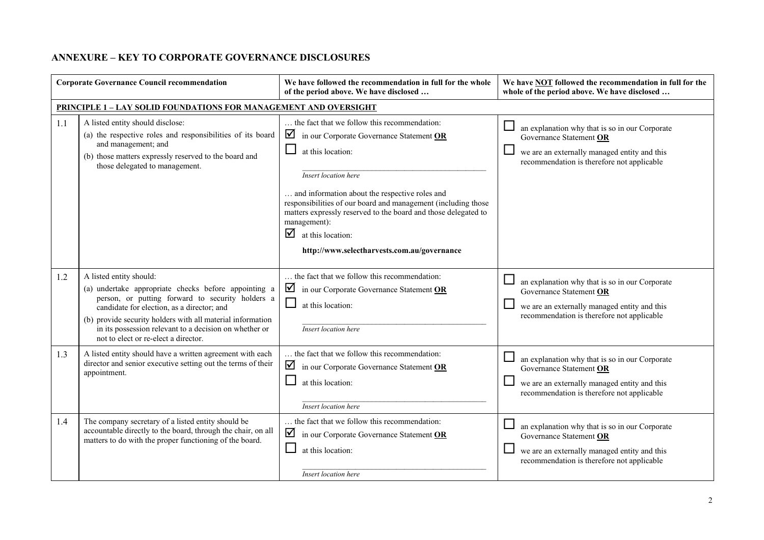# ANNEXURE – KEY TO CORPORATE GOVERNANCE DISCLOSURES

| | Corporate Governance Council recommendation | We have followed the recommendation in full for the whole of the period above. We have disclosed … | We have **NOT** followed the recommendation in full for the whole of the period above. We have disclosed … |
|---|---|---|---|
| **PRINCIPLE 1 – LAY SOLID FOUNDATIONS FOR MANAGEMENT AND OVERSIGHT** | | | |
| 1.1 | A listed entity should disclose:<br>(a) the respective roles and responsibilities of its board and management; and<br>(b) those matters expressly reserved to the board and those delegated to management. | … the fact that we follow this recommendation:<br>☑ in our Corporate Governance Statement **OR**<br>☐ at this location:<br>*Insert location here*<br>… and information about the respective roles and responsibilities of our board and management (including those matters expressly reserved to the board and those delegated to management):<br>☑ at this location:<br>**http://www.selectharvests.com.au/governance** | ☐ an explanation why that is so in our Corporate Governance Statement **OR**<br>☐ we are an externally managed entity and this recommendation is therefore not applicable |
| 1.2 | A listed entity should:<br>(a) undertake appropriate checks before appointing a person, or putting forward to security holders a candidate for election, as a director; and<br>(b) provide security holders with all material information in its possession relevant to a decision on whether or not to elect or re-elect a director. | … the fact that we follow this recommendation:<br>☑ in our Corporate Governance Statement **OR**<br>☐ at this location:<br>*Insert location here* | ☐ an explanation why that is so in our Corporate Governance Statement **OR**<br>☐ we are an externally managed entity and this recommendation is therefore not applicable |
| 1.3 | A listed entity should have a written agreement with each director and senior executive setting out the terms of their appointment. | … the fact that we follow this recommendation:<br>☑ in our Corporate Governance Statement **OR**<br>☐ at this location:<br>*Insert location here* | ☐ an explanation why that is so in our Corporate Governance Statement **OR**<br>☐ we are an externally managed entity and this recommendation is therefore not applicable |
| 1.4 | The company secretary of a listed entity should be accountable directly to the board, through the chair, on all matters to do with the proper functioning of the board. | … the fact that we follow this recommendation:<br>☑ in our Corporate Governance Statement **OR**<br>☐ at this location:<br>*Insert location here* | ☐ an explanation why that is so in our Corporate Governance Statement **OR**<br>☐ we are an externally managed entity and this recommendation is therefore not applicable |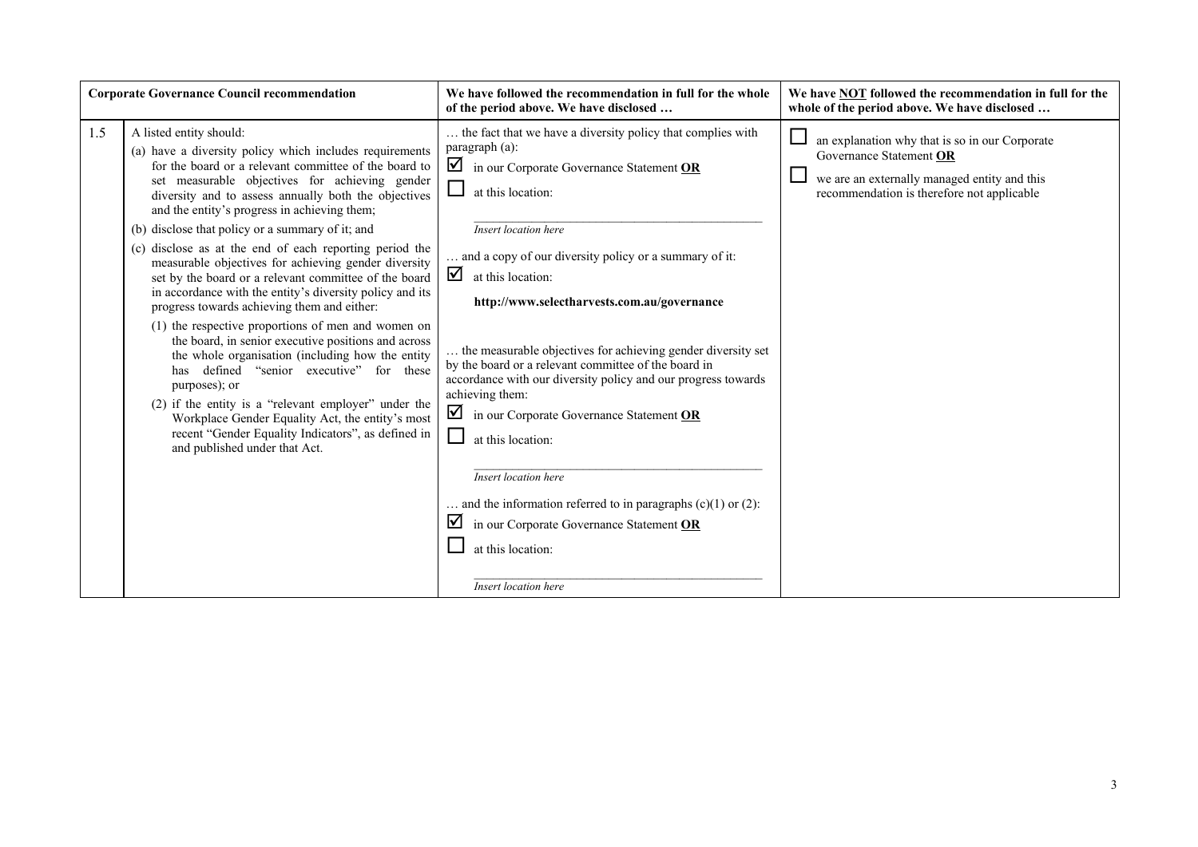| | Corporate Governance Council recommendation | We have followed the recommendation in full for the whole of the period above. We have disclosed … | We have NOT followed the recommendation in full for the whole of the period above. We have disclosed … |
|---|---|---|---|
| 1.5 | A listed entity should:<br>(a) have a diversity policy which includes requirements for the board or a relevant committee of the board to set measurable objectives for achieving gender diversity and to assess annually both the objectives and the entity's progress in achieving them;<br>(b) disclose that policy or a summary of it; and<br>(c) disclose as at the end of each reporting period the measurable objectives for achieving gender diversity set by the board or a relevant committee of the board in accordance with the entity's diversity policy and its progress towards achieving them and either:<br>(1) the respective proportions of men and women on the board, in senior executive positions and across the whole organisation (including how the entity has defined "senior executive" for these purposes); or<br>(2) if the entity is a "relevant employer" under the Workplace Gender Equality Act, the entity's most recent "Gender Equality Indicators", as defined in and published under that Act. | … the fact that we have a diversity policy that complies with paragraph (a):<br>☑ in our Corporate Governance Statement **OR**<br>☐ at this location:<br>_Insert location here_<br>… and a copy of our diversity policy or a summary of it:<br>☑ at this location:<br>**http://www.selectharvests.com.au/governance**<br>… the measurable objectives for achieving gender diversity set by the board or a relevant committee of the board in accordance with our diversity policy and our progress towards achieving them:<br>☑ in our Corporate Governance Statement **OR**<br>☐ at this location:<br>_Insert location here_<br>… and the information referred to in paragraphs (c)(1) or (2):<br>☑ in our Corporate Governance Statement **OR**<br>☐ at this location:<br>_Insert location here_ | ☐ an explanation why that is so in our Corporate Governance Statement **OR**<br>☐ we are an externally managed entity and this recommendation is therefore not applicable |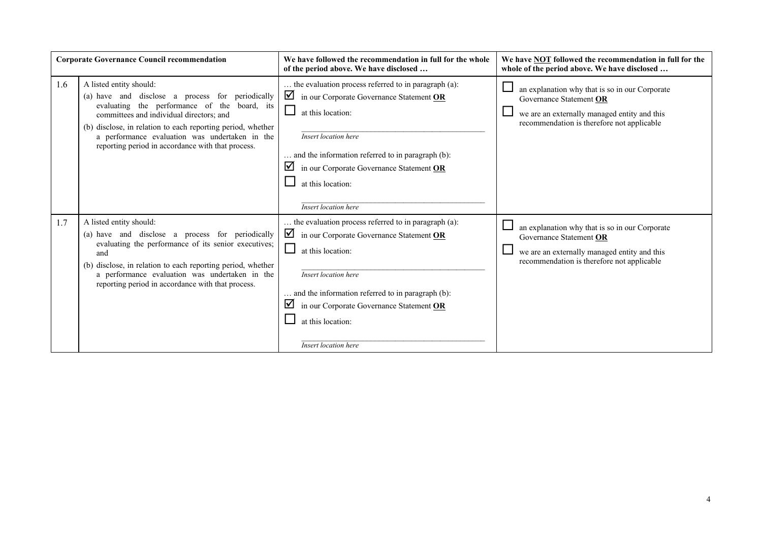| | Corporate Governance Council recommendation | We have followed the recommendation in full for the whole of the period above. We have disclosed … | We have **NOT** followed the recommendation in full for the whole of the period above. We have disclosed … |
|---|---|---|---|
| 1.6 | A listed entity should:<br>(a) have and disclose a process for periodically evaluating the performance of the board, its committees and individual directors; and<br>(b) disclose, in relation to each reporting period, whether a performance evaluation was undertaken in the reporting period in accordance with that process. | … the evaluation process referred to in paragraph (a):<br>☑ in our Corporate Governance Statement **OR**<br>☐ at this location:<br>\_\_\_\_\_\_\_\_\_\_\_\_\_\_\_\_\_\_\_\_<br>*Insert location here*<br>… and the information referred to in paragraph (b):<br>☑ in our Corporate Governance Statement **OR**<br>☐ at this location:<br>\_\_\_\_\_\_\_\_\_\_\_\_\_\_\_\_\_\_\_\_<br>*Insert location here* | ☐ an explanation why that is so in our Corporate Governance Statement **OR**<br>☐ we are an externally managed entity and this recommendation is therefore not applicable |
| 1.7 | A listed entity should:<br>(a) have and disclose a process for periodically evaluating the performance of its senior executives; and<br>(b) disclose, in relation to each reporting period, whether a performance evaluation was undertaken in the reporting period in accordance with that process. | … the evaluation process referred to in paragraph (a):<br>☑ in our Corporate Governance Statement **OR**<br>☐ at this location:<br>\_\_\_\_\_\_\_\_\_\_\_\_\_\_\_\_\_\_\_\_<br>*Insert location here*<br>… and the information referred to in paragraph (b):<br>☑ in our Corporate Governance Statement **OR**<br>☐ at this location:<br>\_\_\_\_\_\_\_\_\_\_\_\_\_\_\_\_\_\_\_\_<br>*Insert location here* | ☐ an explanation why that is so in our Corporate Governance Statement **OR**<br>☐ we are an externally managed entity and this recommendation is therefore not applicable |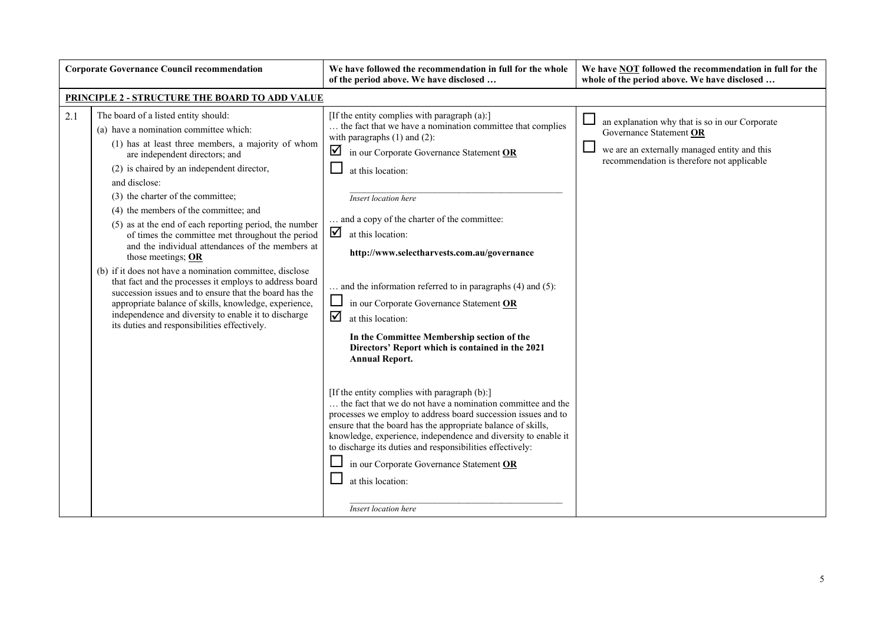| | Corporate Governance Council recommendation | We have followed the recommendation in full for the whole of the period above. We have disclosed … | We have NOT followed the recommendation in full for the whole of the period above. We have disclosed … |
|---|---|---|---|
| **PRINCIPLE 2 - STRUCTURE THE BOARD TO ADD VALUE** | | | |
| 2.1 | The board of a listed entity should:<br>(a) have a nomination committee which:<br>(1) has at least three members, a majority of whom are independent directors; and<br>(2) is chaired by an independent director,<br>and disclose:<br>(3) the charter of the committee;<br>(4) the members of the committee; and<br>(5) as at the end of each reporting period, the number of times the committee met throughout the period and the individual attendances of the members at those meetings; **OR**<br>(b) if it does not have a nomination committee, disclose that fact and the processes it employs to address board succession issues and to ensure that the board has the appropriate balance of skills, knowledge, experience, independence and diversity to enable it to discharge its duties and responsibilities effectively. | [If the entity complies with paragraph (a):]<br>… the fact that we have a nomination committee that complies with paragraphs (1) and (2):<br>☑ in our Corporate Governance Statement **OR**<br>☐ at this location:<br>*Insert location here*<br>… and a copy of the charter of the committee:<br>☑ at this location:<br>**http://www.selectharvests.com.au/governance**<br>… and the information referred to in paragraphs (4) and (5):<br>☐ in our Corporate Governance Statement **OR**<br>☑ at this location:<br>**In the Committee Membership section of the Directors' Report which is contained in the 2021 Annual Report.**<br>[If the entity complies with paragraph (b):]<br>… the fact that we do not have a nomination committee and the processes we employ to address board succession issues and to ensure that the board has the appropriate balance of skills, knowledge, experience, independence and diversity to enable it to discharge its duties and responsibilities effectively:<br>☐ in our Corporate Governance Statement **OR**<br>☐ at this location:<br>*Insert location here* | ☐ an explanation why that is so in our Corporate Governance Statement **OR**<br>☐ we are an externally managed entity and this recommendation is therefore not applicable |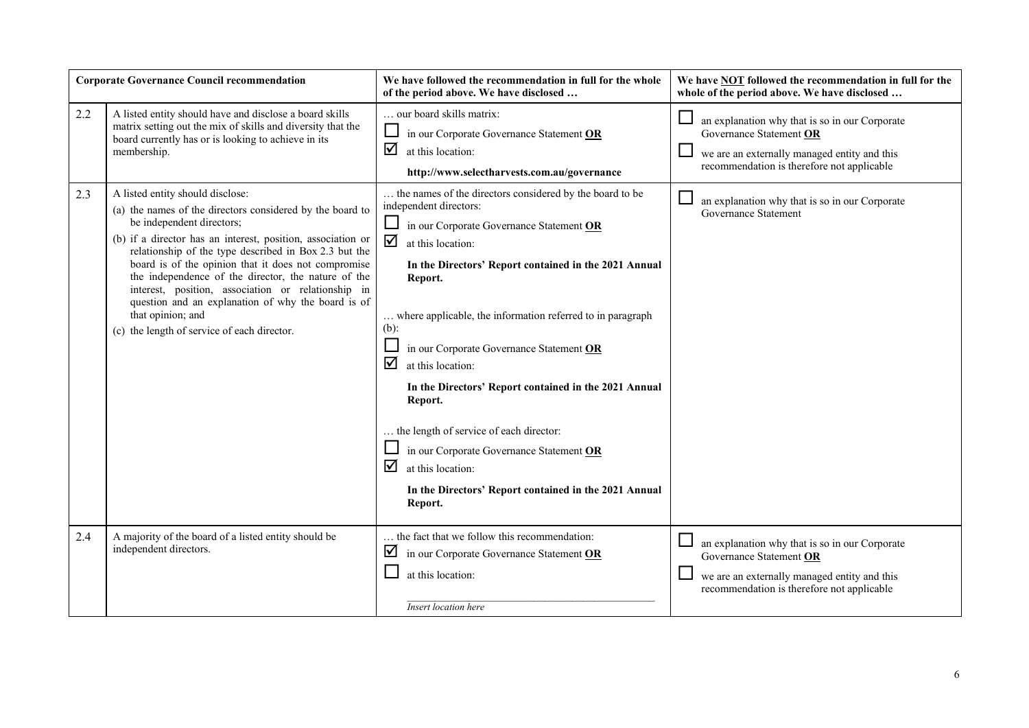| Corporate Governance Council recommendation | | We have followed the recommendation in full for the whole of the period above. We have disclosed … | We have **NOT** followed the recommendation in full for the whole of the period above. We have disclosed … |
|---|---|---|---|
| 2.2 | A listed entity should have and disclose a board skills matrix setting out the mix of skills and diversity that the board currently has or is looking to achieve in its membership. | … our board skills matrix:<br>☐ in our Corporate Governance Statement **OR**<br>☑ at this location:<br>**http://www.selectharvests.com.au/governance** | ☐ an explanation why that is so in our Corporate Governance Statement **OR**<br>☐ we are an externally managed entity and this recommendation is therefore not applicable |
| 2.3 | A listed entity should disclose:<br>(a) the names of the directors considered by the board to be independent directors;<br>(b) if a director has an interest, position, association or relationship of the type described in Box 2.3 but the board is of the opinion that it does not compromise the independence of the director, the nature of the interest, position, association or relationship in question and an explanation of why the board is of that opinion; and<br>(c) the length of service of each director. | … the names of the directors considered by the board to be independent directors:<br>☐ in our Corporate Governance Statement **OR**<br>☑ at this location:<br>**In the Directors' Report contained in the 2021 Annual Report.**<br><br>… where applicable, the information referred to in paragraph (b):<br>☐ in our Corporate Governance Statement **OR**<br>☑ at this location:<br>**In the Directors' Report contained in the 2021 Annual Report.**<br><br>… the length of service of each director:<br>☐ in our Corporate Governance Statement **OR**<br>☑ at this location:<br>**In the Directors' Report contained in the 2021 Annual Report.** | ☐ an explanation why that is so in our Corporate Governance Statement |
| 2.4 | A majority of the board of a listed entity should be independent directors. | … the fact that we follow this recommendation:<br>☑ in our Corporate Governance Statement **OR**<br>☐ at this location:<br>*Insert location here* | ☐ an explanation why that is so in our Corporate Governance Statement **OR**<br>☐ we are an externally managed entity and this recommendation is therefore not applicable |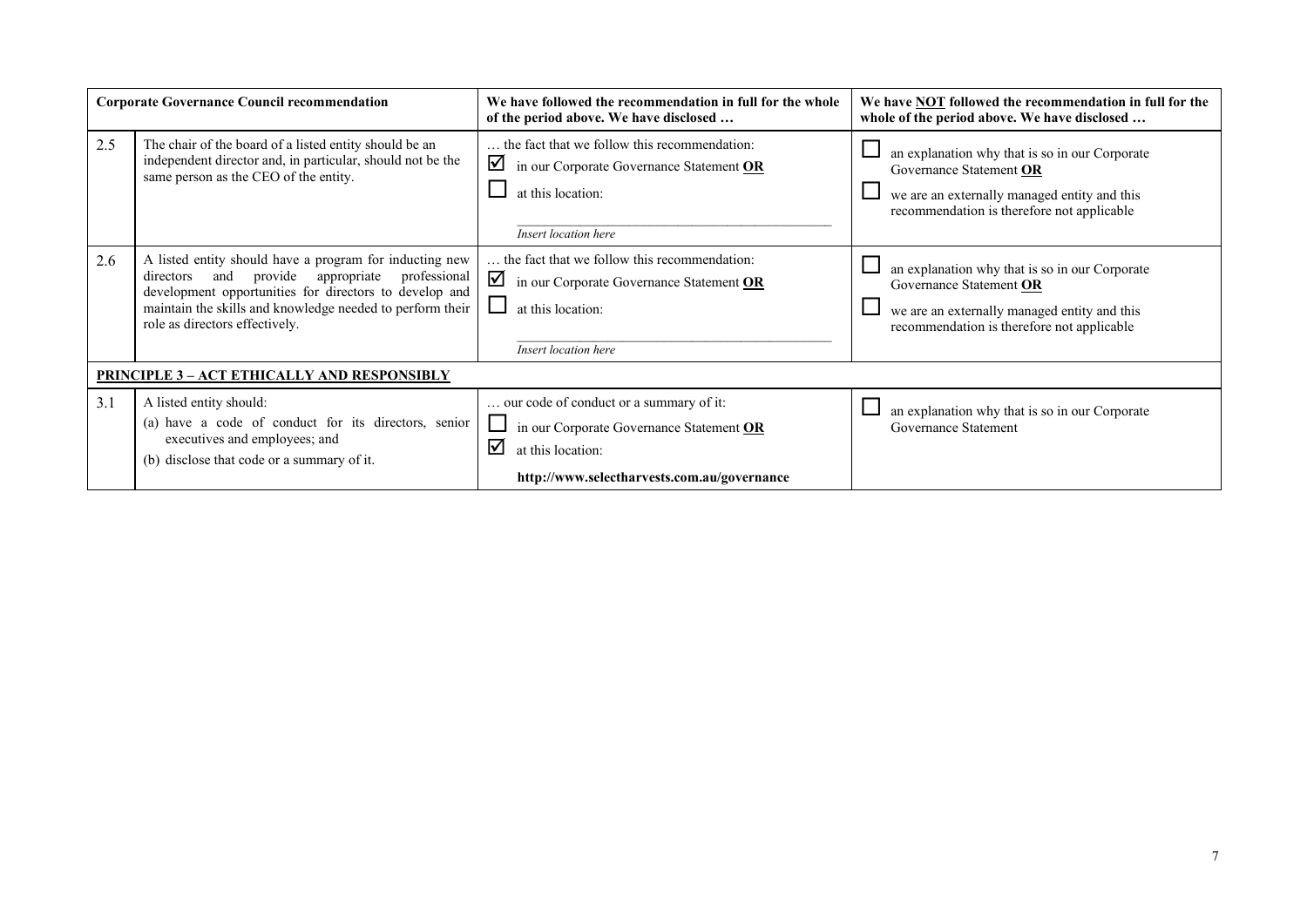| | Corporate Governance Council recommendation | We have followed the recommendation in full for the whole of the period above. We have disclosed … | We have NOT followed the recommendation in full for the whole of the period above. We have disclosed … |
|---|---|---|---|
| 2.5 | The chair of the board of a listed entity should be an independent director and, in particular, should not be the same person as the CEO of the entity. | … the fact that we follow this recommendation:<br>☑ in our Corporate Governance Statement **OR**<br>☐ at this location:<br>*Insert location here* | ☐ an explanation why that is so in our Corporate Governance Statement **OR**<br>☐ we are an externally managed entity and this recommendation is therefore not applicable |
| 2.6 | A listed entity should have a program for inducting new directors and provide appropriate professional development opportunities for directors to develop and maintain the skills and knowledge needed to perform their role as directors effectively. | … the fact that we follow this recommendation:<br>☑ in our Corporate Governance Statement **OR**<br>☐ at this location:<br>*Insert location here* | ☐ an explanation why that is so in our Corporate Governance Statement **OR**<br>☐ we are an externally managed entity and this recommendation is therefore not applicable |
| **PRINCIPLE 3 – ACT ETHICALLY AND RESPONSIBLY** | | | |
| 3.1 | A listed entity should:<br>(a) have a code of conduct for its directors, senior executives and employees; and<br>(b) disclose that code or a summary of it. | … our code of conduct or a summary of it:<br>☐ in our Corporate Governance Statement **OR**<br>☑ at this location:<br>**http://www.selectharvests.com.au/governance** | ☐ an explanation why that is so in our Corporate Governance Statement |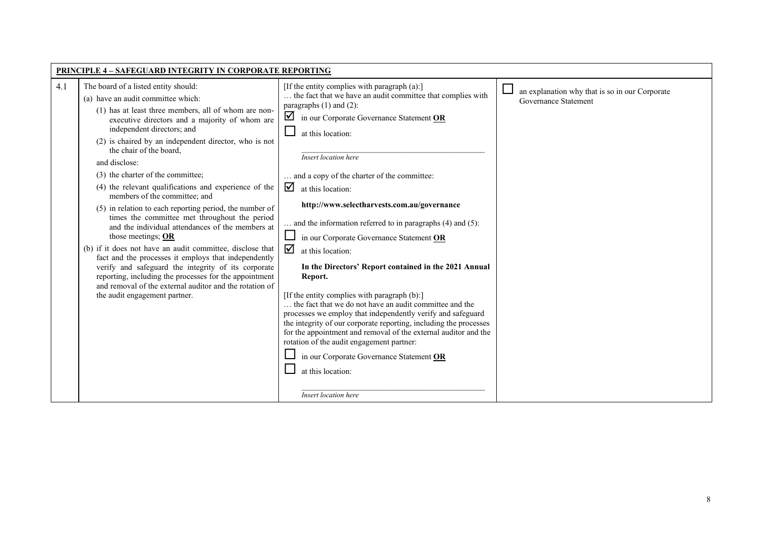| PRINCIPLE 4 – SAFEGUARD INTEGRITY IN CORPORATE REPORTING | | | |
|---|---|---|---|
| 4.1 | The board of a listed entity should:<br>(a) have an audit committee which:<br>(1) has at least three members, all of whom are non-executive directors and a majority of whom are independent directors; and<br>(2) is chaired by an independent director, who is not the chair of the board,<br>and disclose:<br>(3) the charter of the committee;<br>(4) the relevant qualifications and experience of the members of the committee; and<br>(5) in relation to each reporting period, the number of times the committee met throughout the period and the individual attendances of the members at those meetings; **OR**<br>(b) if it does not have an audit committee, disclose that fact and the processes it employs that independently verify and safeguard the integrity of its corporate reporting, including the processes for the appointment and removal of the external auditor and the rotation of the audit engagement partner. | [If the entity complies with paragraph (a):]<br>… the fact that we have an audit committee that complies with paragraphs (1) and (2):<br>☑ in our Corporate Governance Statement **OR**<br>☐ at this location:<br>*Insert location here*<br>… and a copy of the charter of the committee:<br>☑ at this location:<br>**http://www.selectharvests.com.au/governance**<br>… and the information referred to in paragraphs (4) and (5):<br>☐ in our Corporate Governance Statement **OR**<br>☑ at this location:<br>**In the Directors' Report contained in the 2021 Annual Report.**<br>[If the entity complies with paragraph (b):]<br>… the fact that we do not have an audit committee and the processes we employ that independently verify and safeguard the integrity of our corporate reporting, including the processes for the appointment and removal of the external auditor and the rotation of the audit engagement partner:<br>☐ in our Corporate Governance Statement **OR**<br>☐ at this location:<br>*Insert location here* | ☐ an explanation why that is so in our Corporate Governance Statement |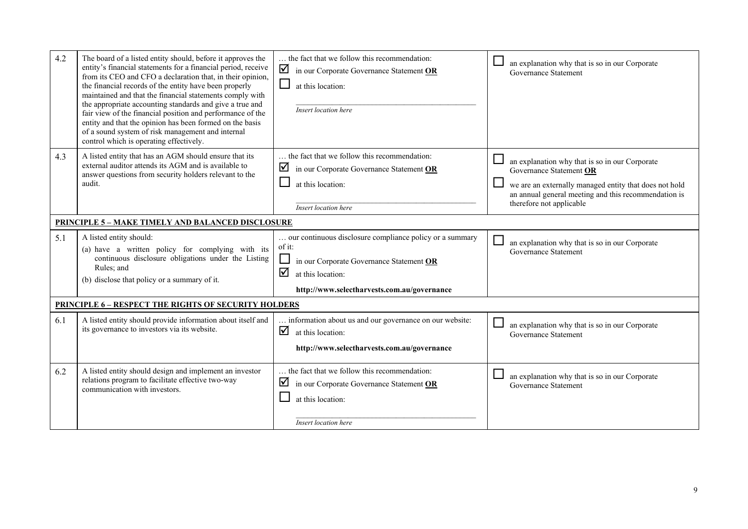| | | | |
|---|---|---|---|
| 4.2 | The board of a listed entity should, before it approves the entity's financial statements for a financial period, receive from its CEO and CFO a declaration that, in their opinion, the financial records of the entity have been properly maintained and that the financial statements comply with the appropriate accounting standards and give a true and fair view of the financial position and performance of the entity and that the opinion has been formed on the basis of a sound system of risk management and internal control which is operating effectively. | … the fact that we follow this recommendation:<br>☑ in our Corporate Governance Statement **OR**<br>☐ at this location:<br>_Insert location here_ | ☐ an explanation why that is so in our Corporate Governance Statement |
| 4.3 | A listed entity that has an AGM should ensure that its external auditor attends its AGM and is available to answer questions from security holders relevant to the audit. | … the fact that we follow this recommendation:<br>☑ in our Corporate Governance Statement **OR**<br>☐ at this location:<br>_Insert location here_ | ☐ an explanation why that is so in our Corporate Governance Statement **OR**<br>☐ we are an externally managed entity that does not hold an annual general meeting and this recommendation is therefore not applicable |
| **PRINCIPLE 5 – MAKE TIMELY AND BALANCED DISCLOSURE** | | | |
| 5.1 | A listed entity should:<br>(a) have a written policy for complying with its continuous disclosure obligations under the Listing Rules; and<br>(b) disclose that policy or a summary of it. | … our continuous disclosure compliance policy or a summary of it:<br>☐ in our Corporate Governance Statement **OR**<br>☑ at this location:<br>**http://www.selectharvests.com.au/governance** | ☐ an explanation why that is so in our Corporate Governance Statement |
| **PRINCIPLE 6 – RESPECT THE RIGHTS OF SECURITY HOLDERS** | | | |
| 6.1 | A listed entity should provide information about itself and its governance to investors via its website. | … information about us and our governance on our website:<br>☑ at this location:<br>**http://www.selectharvests.com.au/governance** | ☐ an explanation why that is so in our Corporate Governance Statement |
| 6.2 | A listed entity should design and implement an investor relations program to facilitate effective two-way communication with investors. | … the fact that we follow this recommendation:<br>☑ in our Corporate Governance Statement **OR**<br>☐ at this location:<br>_Insert location here_ | ☐ an explanation why that is so in our Corporate Governance Statement |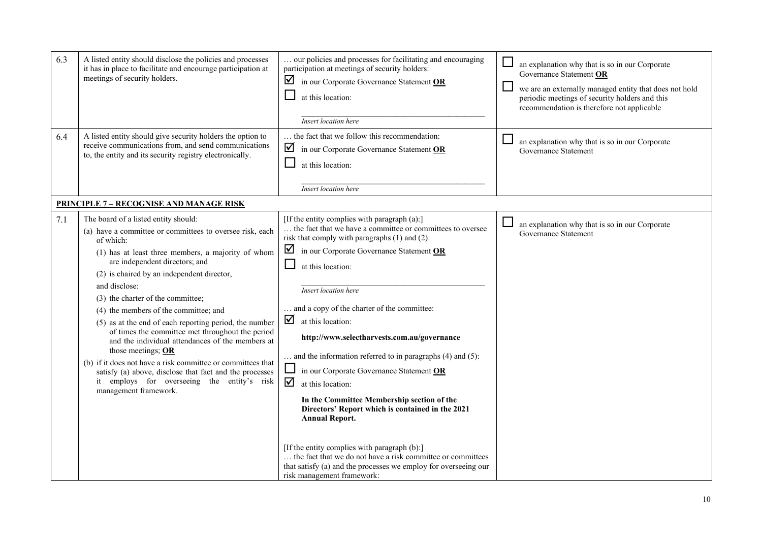| | | | |
|---|---|---|---|
| 6.3 | A listed entity should disclose the policies and processes it has in place to facilitate and encourage participation at meetings of security holders. | … our policies and processes for facilitating and encouraging participation at meetings of security holders:<br>☑ in our Corporate Governance Statement **OR**<br>☐ at this location:<br>*Insert location here* | ☐ an explanation why that is so in our Corporate Governance Statement **OR**<br>☐ we are an externally managed entity that does not hold periodic meetings of security holders and this recommendation is therefore not applicable |
| 6.4 | A listed entity should give security holders the option to receive communications from, and send communications to, the entity and its security registry electronically. | … the fact that we follow this recommendation:<br>☑ in our Corporate Governance Statement **OR**<br>☐ at this location:<br>*Insert location here* | ☐ an explanation why that is so in our Corporate Governance Statement |
| **PRINCIPLE 7 – RECOGNISE AND MANAGE RISK** | | | |
| 7.1 | The board of a listed entity should:<br>(a) have a committee or committees to oversee risk, each of which:<br>(1) has at least three members, a majority of whom are independent directors; and<br>(2) is chaired by an independent director,<br>and disclose:<br>(3) the charter of the committee;<br>(4) the members of the committee; and<br>(5) as at the end of each reporting period, the number of times the committee met throughout the period and the individual attendances of the members at those meetings; **OR**<br>(b) if it does not have a risk committee or committees that satisfy (a) above, disclose that fact and the processes it employs for overseeing the entity's risk management framework. | [If the entity complies with paragraph (a):]<br>… the fact that we have a committee or committees to oversee risk that comply with paragraphs (1) and (2):<br>☑ in our Corporate Governance Statement **OR**<br>☐ at this location:<br>*Insert location here*<br>… and a copy of the charter of the committee:<br>☑ at this location:<br>**http://www.selectharvests.com.au/governance**<br>… and the information referred to in paragraphs (4) and (5):<br>☐ in our Corporate Governance Statement **OR**<br>☑ at this location:<br>**In the Committee Membership section of the Directors' Report which is contained in the 2021 Annual Report.**<br>[If the entity complies with paragraph (b):]<br>… the fact that we do not have a risk committee or committees that satisfy (a) and the processes we employ for overseeing our risk management framework: | ☐ an explanation why that is so in our Corporate Governance Statement |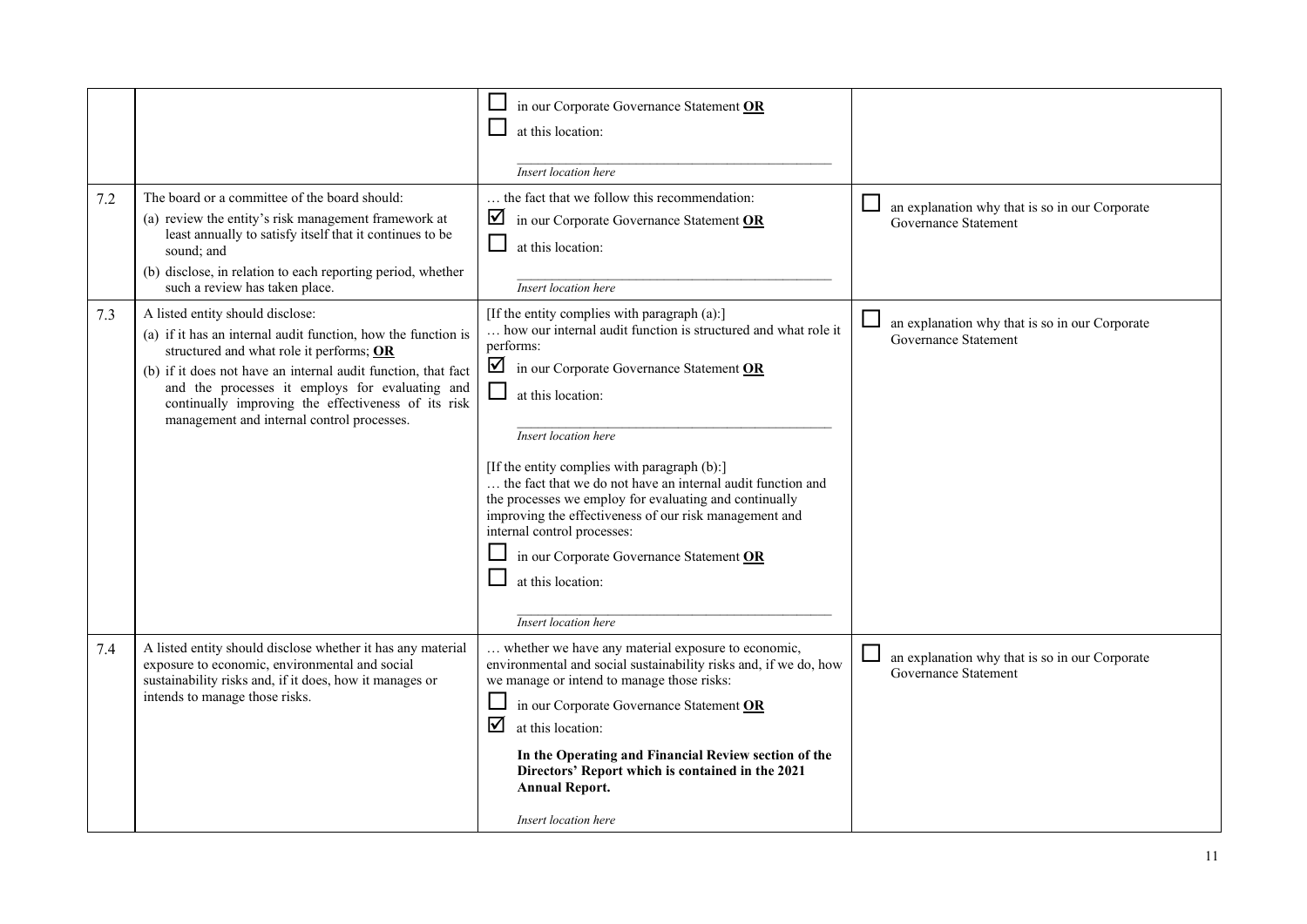| | | | |
|---|---|---|---|
| | | ☐ in our Corporate Governance Statement **OR**<br>☐ at this location:<br><br>*Insert location here* | |
| 7.2 | The board or a committee of the board should:<br>(a) review the entity's risk management framework at least annually to satisfy itself that it continues to be sound; and<br>(b) disclose, in relation to each reporting period, whether such a review has taken place. | … the fact that we follow this recommendation:<br>☑ in our Corporate Governance Statement **OR**<br>☐ at this location:<br><br>*Insert location here* | ☐ an explanation why that is so in our Corporate Governance Statement |
| 7.3 | A listed entity should disclose:<br>(a) if it has an internal audit function, how the function is structured and what role it performs; **OR**<br>(b) if it does not have an internal audit function, that fact and the processes it employs for evaluating and continually improving the effectiveness of its risk management and internal control processes. | [If the entity complies with paragraph (a):]<br>… how our internal audit function is structured and what role it performs:<br>☑ in our Corporate Governance Statement **OR**<br>☐ at this location:<br><br>*Insert location here*<br><br>[If the entity complies with paragraph (b):]<br>… the fact that we do not have an internal audit function and the processes we employ for evaluating and continually improving the effectiveness of our risk management and internal control processes:<br>☐ in our Corporate Governance Statement **OR**<br>☐ at this location:<br><br>*Insert location here* | ☐ an explanation why that is so in our Corporate Governance Statement |
| 7.4 | A listed entity should disclose whether it has any material exposure to economic, environmental and social sustainability risks and, if it does, how it manages or intends to manage those risks. | … whether we have any material exposure to economic, environmental and social sustainability risks and, if we do, how we manage or intend to manage those risks:<br>☐ in our Corporate Governance Statement **OR**<br>☑ at this location:<br>**In the Operating and Financial Review section of the Directors' Report which is contained in the 2021 Annual Report.**<br><br>*Insert location here* | ☐ an explanation why that is so in our Corporate Governance Statement |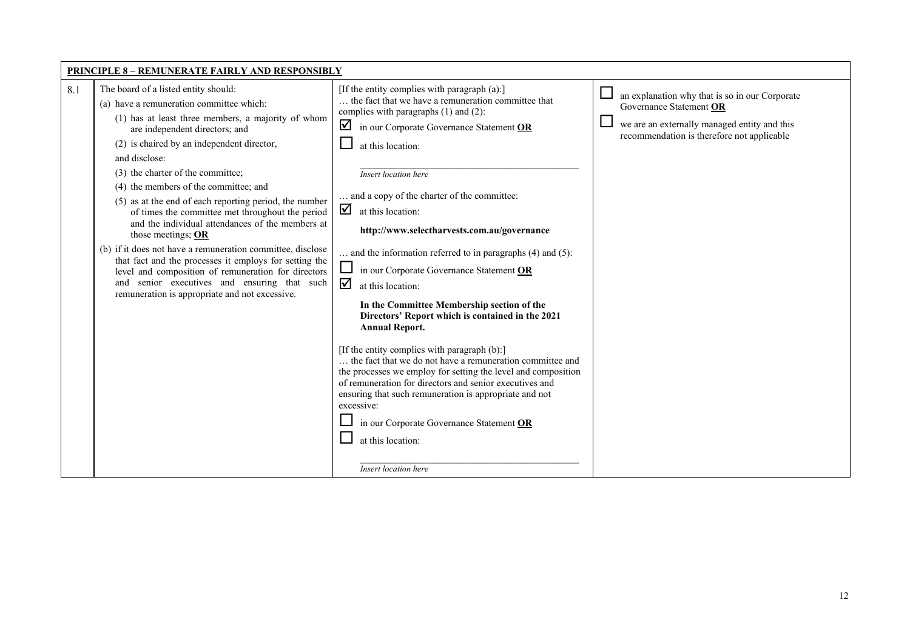| PRINCIPLE 8 – REMUNERATE FAIRLY AND RESPONSIBLY | | | |
|---|---|---|---|
| 8.1 | The board of a listed entity should:<br>(a) have a remuneration committee which:<br>(1) has at least three members, a majority of whom are independent directors; and<br>(2) is chaired by an independent director,<br>and disclose:<br>(3) the charter of the committee;<br>(4) the members of the committee; and<br>(5) as at the end of each reporting period, the number of times the committee met throughout the period and the individual attendances of the members at those meetings; **OR**<br>(b) if it does not have a remuneration committee, disclose that fact and the processes it employs for setting the level and composition of remuneration for directors and senior executives and ensuring that such remuneration is appropriate and not excessive. | [If the entity complies with paragraph (a):]<br>… the fact that we have a remuneration committee that complies with paragraphs (1) and (2):<br>☑ in our Corporate Governance Statement **OR**<br>☐ at this location:<br>*Insert location here*<br>… and a copy of the charter of the committee:<br>☑ at this location:<br>**http://www.selectharvests.com.au/governance**<br>… and the information referred to in paragraphs (4) and (5):<br>☐ in our Corporate Governance Statement **OR**<br>☑ at this location:<br>**In the Committee Membership section of the Directors' Report which is contained in the 2021 Annual Report.**<br>[If the entity complies with paragraph (b):]<br>… the fact that we do not have a remuneration committee and the processes we employ for setting the level and composition of remuneration for directors and senior executives and ensuring that such remuneration is appropriate and not excessive:<br>☐ in our Corporate Governance Statement **OR**<br>☐ at this location:<br>*Insert location here* | ☐ an explanation why that is so in our Corporate Governance Statement **OR**<br>☐ we are an externally managed entity and this recommendation is therefore not applicable |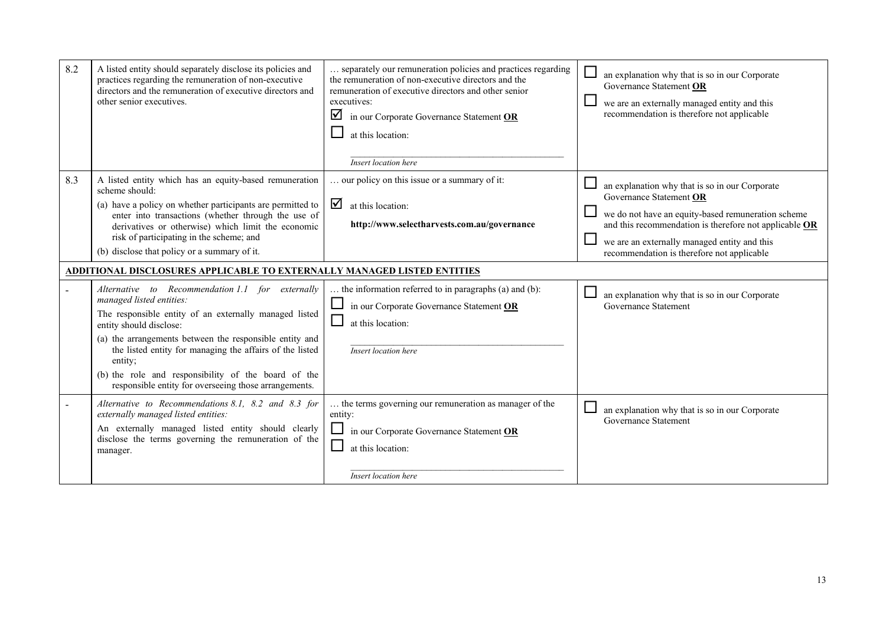| 8.2 | A listed entity should separately disclose its policies and practices regarding the remuneration of non-executive directors and the remuneration of executive directors and other senior executives. | … separately our remuneration policies and practices regarding the remuneration of non-executive directors and the remuneration of executive directors and other senior executives:<br>☑ in our Corporate Governance Statement **OR**<br>☐ at this location:<br>*Insert location here* | ☐ an explanation why that is so in our Corporate Governance Statement **OR**<br>☐ we are an externally managed entity and this recommendation is therefore not applicable |
|---|---|---|---|
| 8.3 | A listed entity which has an equity-based remuneration scheme should:<br>(a) have a policy on whether participants are permitted to enter into transactions (whether through the use of derivatives or otherwise) which limit the economic risk of participating in the scheme; and<br>(b) disclose that policy or a summary of it. | … our policy on this issue or a summary of it:<br>☑ at this location:<br>**http://www.selectharvests.com.au/governance** | ☐ an explanation why that is so in our Corporate Governance Statement **OR**<br>☐ we do not have an equity-based remuneration scheme and this recommendation is therefore not applicable **OR**<br>☐ we are an externally managed entity and this recommendation is therefore not applicable |
| | **ADDITIONAL DISCLOSURES APPLICABLE TO EXTERNALLY MANAGED LISTED ENTITIES** | | |
| - | *Alternative to Recommendation 1.1 for externally managed listed entities:*<br>The responsible entity of an externally managed listed entity should disclose:<br>(a) the arrangements between the responsible entity and the listed entity for managing the affairs of the listed entity;<br>(b) the role and responsibility of the board of the responsible entity for overseeing those arrangements. | … the information referred to in paragraphs (a) and (b):<br>☐ in our Corporate Governance Statement **OR**<br>☐ at this location:<br>*Insert location here* | ☐ an explanation why that is so in our Corporate Governance Statement |
| - | *Alternative to Recommendations 8.1, 8.2 and 8.3 for externally managed listed entities:*<br>An externally managed listed entity should clearly disclose the terms governing the remuneration of the manager. | … the terms governing our remuneration as manager of the entity:<br>☐ in our Corporate Governance Statement **OR**<br>☐ at this location:<br>*Insert location here* | ☐ an explanation why that is so in our Corporate Governance Statement |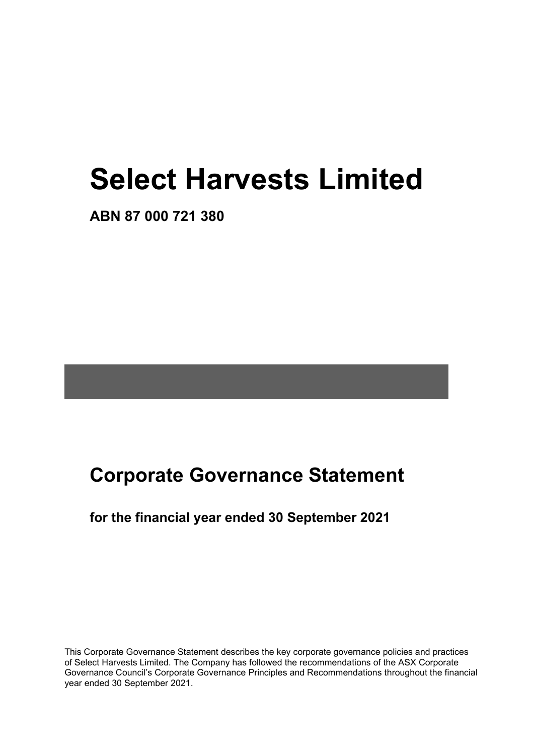# Select Harvests Limited

**ABN 87 000 721 380**

# Corporate Governance Statement

**for the financial year ended 30 September 2021**

This Corporate Governance Statement describes the key corporate governance policies and practices of Select Harvests Limited. The Company has followed the recommendations of the ASX Corporate Governance Council's Corporate Governance Principles and Recommendations throughout the financial year ended 30 September 2021.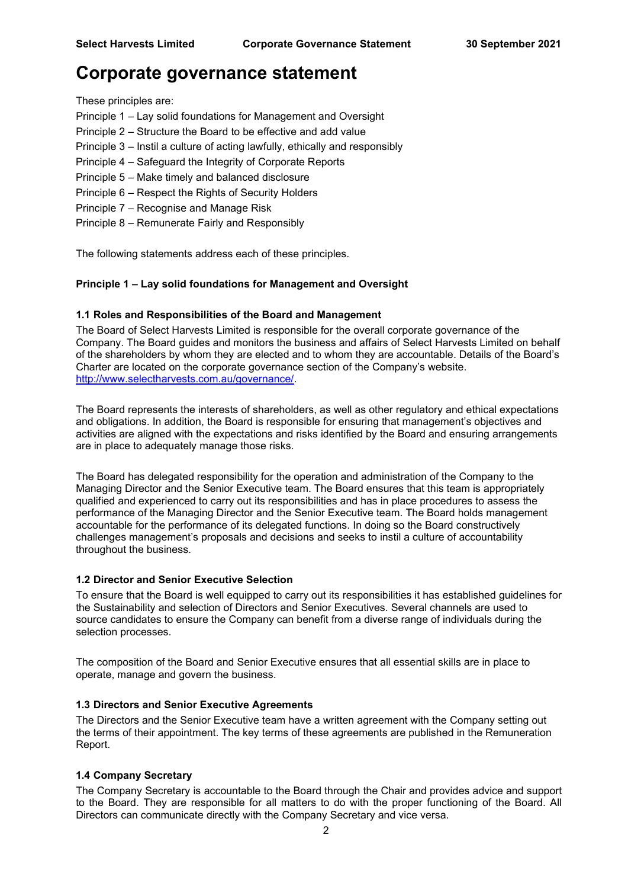# Corporate governance statement

These principles are:

Principle 1 – Lay solid foundations for Management and Oversight

Principle 2 – Structure the Board to be effective and add value

Principle 3 – Instil a culture of acting lawfully, ethically and responsibly

Principle 4 – Safeguard the Integrity of Corporate Reports

Principle 5 – Make timely and balanced disclosure

Principle 6 – Respect the Rights of Security Holders

Principle 7 – Recognise and Manage Risk

Principle 8 – Remunerate Fairly and Responsibly

The following statements address each of these principles.

**Principle 1 – Lay solid foundations for Management and Oversight**

**1.1 Roles and Responsibilities of the Board and Management**

The Board of Select Harvests Limited is responsible for the overall corporate governance of the Company. The Board guides and monitors the business and affairs of Select Harvests Limited on behalf of the shareholders by whom they are elected and to whom they are accountable. Details of the Board's Charter are located on the corporate governance section of the Company's website. http://www.selectharvests.com.au/governance/.

The Board represents the interests of shareholders, as well as other regulatory and ethical expectations and obligations. In addition, the Board is responsible for ensuring that management's objectives and activities are aligned with the expectations and risks identified by the Board and ensuring arrangements are in place to adequately manage those risks.

The Board has delegated responsibility for the operation and administration of the Company to the Managing Director and the Senior Executive team. The Board ensures that this team is appropriately qualified and experienced to carry out its responsibilities and has in place procedures to assess the performance of the Managing Director and the Senior Executive team. The Board holds management accountable for the performance of its delegated functions. In doing so the Board constructively challenges management's proposals and decisions and seeks to instil a culture of accountability throughout the business.

**1.2 Director and Senior Executive Selection**

To ensure that the Board is well equipped to carry out its responsibilities it has established guidelines for the Sustainability and selection of Directors and Senior Executives. Several channels are used to source candidates to ensure the Company can benefit from a diverse range of individuals during the selection processes.

The composition of the Board and Senior Executive ensures that all essential skills are in place to operate, manage and govern the business.

**1.3 Directors and Senior Executive Agreements**

The Directors and the Senior Executive team have a written agreement with the Company setting out the terms of their appointment. The key terms of these agreements are published in the Remuneration Report.

**1.4 Company Secretary**

The Company Secretary is accountable to the Board through the Chair and provides advice and support to the Board. They are responsible for all matters to do with the proper functioning of the Board. All Directors can communicate directly with the Company Secretary and vice versa.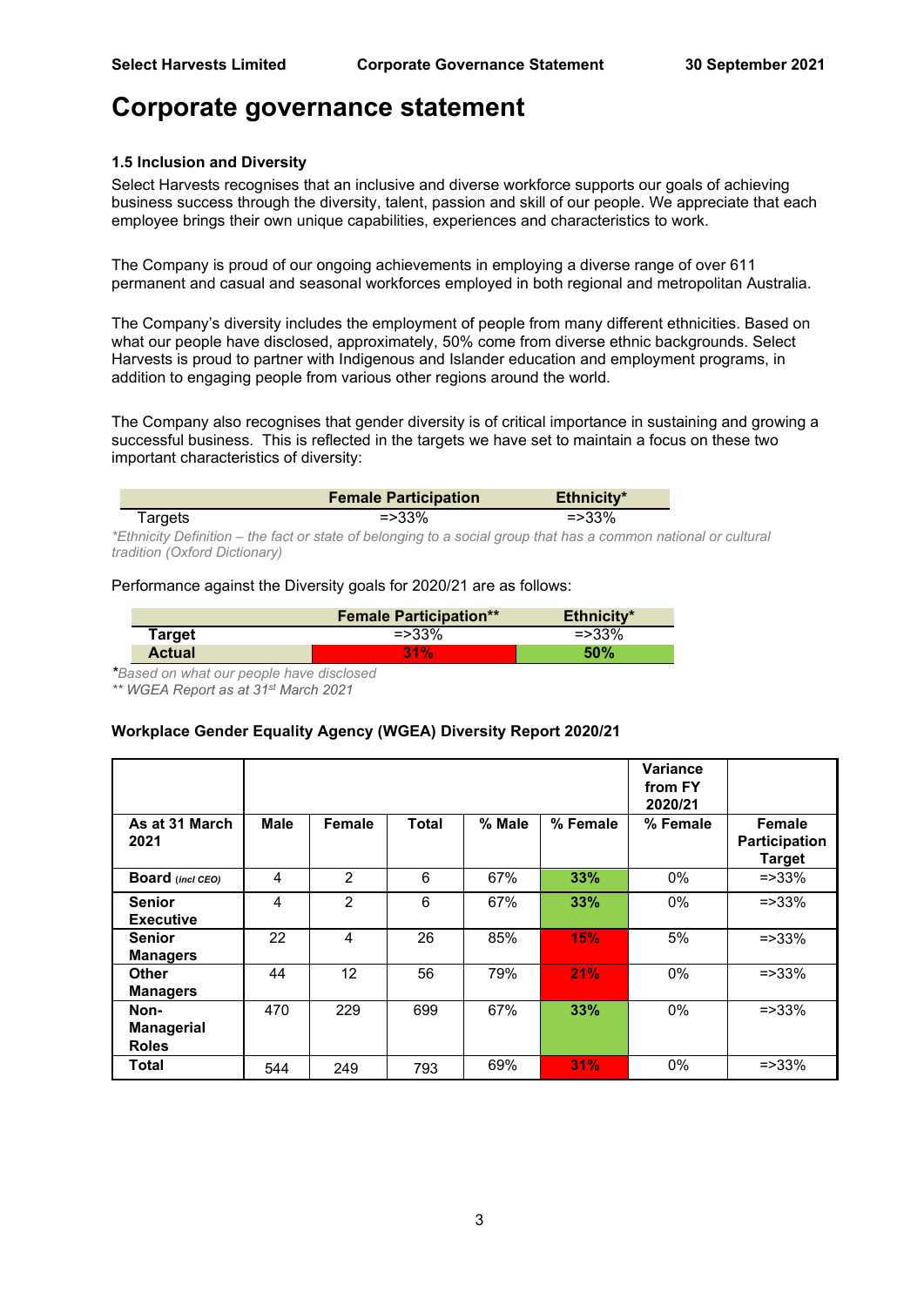# Corporate governance statement

### 1.5 Inclusion and Diversity

Select Harvests recognises that an inclusive and diverse workforce supports our goals of achieving business success through the diversity, talent, passion and skill of our people. We appreciate that each employee brings their own unique capabilities, experiences and characteristics to work.

The Company is proud of our ongoing achievements in employing a diverse range of over 611 permanent and casual and seasonal workforces employed in both regional and metropolitan Australia.

The Company's diversity includes the employment of people from many different ethnicities. Based on what our people have disclosed, approximately, 50% come from diverse ethnic backgrounds. Select Harvests is proud to partner with Indigenous and Islander education and employment programs, in addition to engaging people from various other regions around the world.

The Company also recognises that gender diversity is of critical importance in sustaining and growing a successful business. This is reflected in the targets we have set to maintain a focus on these two important characteristics of diversity:

| | Female Participation | Ethnicity* |
|---|---|---|
| Targets | =>33% | =>33% |

*\*Ethnicity Definition – the fact or state of belonging to a social group that has a common national or cultural tradition (Oxford Dictionary)*

Performance against the Diversity goals for 2020/21 are as follows:

| | Female Participation** | Ethnicity* |
|---|---|---|
| **Target** | =>33% | =>33% |
| **Actual** | **31%** | **50%** |

*\*Based on what our people have disclosed*
*\*\* WGEA Report as at 31st March 2021*

**Workplace Gender Equality Agency (WGEA) Diversity Report 2020/21**

| | | | | | | Variance from FY 2020/21 | |
|---|---|---|---|---|---|---|---|
| **As at 31 March 2021** | **Male** | **Female** | **Total** | **% Male** | **% Female** | **% Female** | **Female Participation Target** |
| **Board** *(incl CEO)* | 4 | 2 | 6 | 67% | **33%** | 0% | =>33% |
| **Senior Executive** | 4 | 2 | 6 | 67% | **33%** | 0% | =>33% |
| **Senior Managers** | 22 | 4 | 26 | 85% | **15%** | 5% | =>33% |
| **Other Managers** | 44 | 12 | 56 | 79% | **21%** | 0% | =>33% |
| **Non-Managerial Roles** | 470 | 229 | 699 | 67% | **33%** | 0% | =>33% |
| **Total** | 544 | 249 | 793 | 69% | **31%** | 0% | =>33% |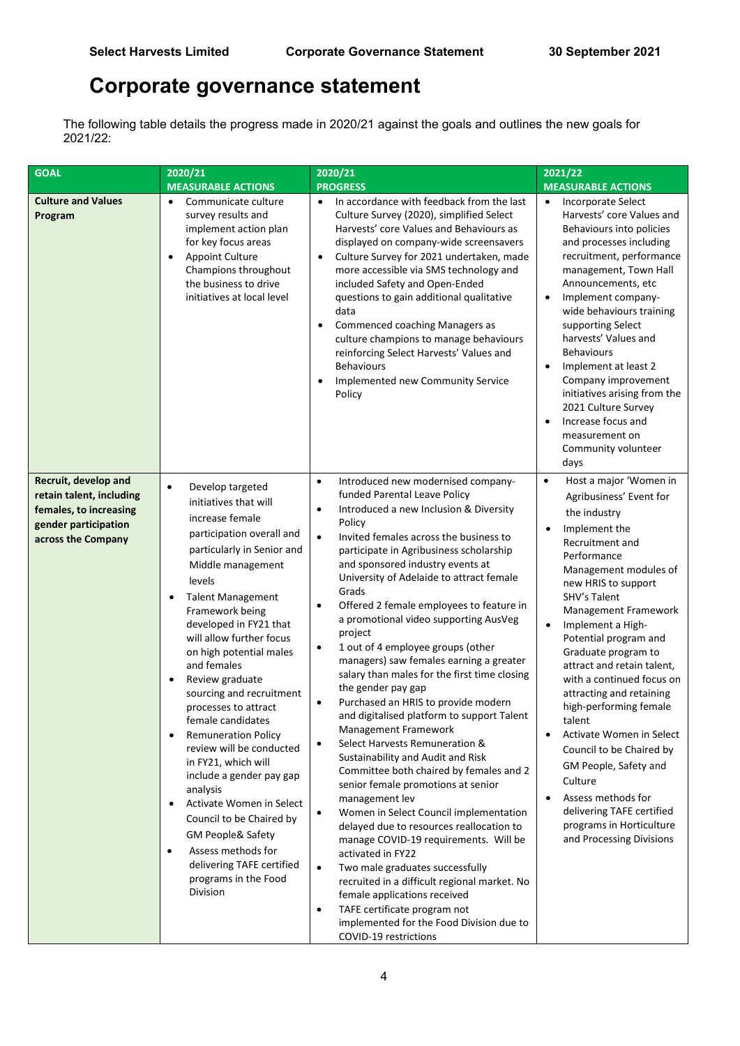# Corporate governance statement

The following table details the progress made in 2020/21 against the goals and outlines the new goals for 2021/22:

| GOAL | 2020/21 MEASURABLE ACTIONS | 2020/21 PROGRESS | 2021/22 MEASURABLE ACTIONS |
|---|---|---|---|
| **Culture and Values Program** | • Communicate culture survey results and implement action plan for key focus areas<br>• Appoint Culture Champions throughout the business to drive initiatives at local level | • In accordance with feedback from the last Culture Survey (2020), simplified Select Harvests' core Values and Behaviours as displayed on company-wide screensavers<br>• Culture Survey for 2021 undertaken, made more accessible via SMS technology and included Safety and Open-Ended questions to gain additional qualitative data<br>• Commenced coaching Managers as culture champions to manage behaviours reinforcing Select Harvests' Values and Behaviours<br>• Implemented new Community Service Policy | • Incorporate Select Harvests' core Values and Behaviours into policies and processes including recruitment, performance management, Town Hall Announcements, etc<br>• Implement company-wide behaviours training supporting Select harvests' Values and Behaviours<br>• Implement at least 2 Company improvement initiatives arising from the 2021 Culture Survey<br>• Increase focus and measurement on Community volunteer days |
| **Recruit, develop and retain talent, including females, to increasing gender participation across the Company** | • Develop targeted initiatives that will increase female participation overall and particularly in Senior and Middle management levels<br>• Talent Management Framework being developed in FY21 that will allow further focus on high potential males and females<br>• Review graduate sourcing and recruitment processes to attract female candidates<br>• Remuneration Policy review will be conducted in FY21, which will include a gender pay gap analysis<br>• Activate Women in Select Council to be Chaired by GM People& Safety<br>• Assess methods for delivering TAFE certified programs in the Food Division | • Introduced new modernised company-funded Parental Leave Policy<br>• Introduced a new Inclusion & Diversity Policy<br>• Invited females across the business to participate in Agribusiness scholarship and sponsored industry events at University of Adelaide to attract female Grads<br>• Offered 2 female employees to feature in a promotional video supporting AusVeg project<br>• 1 out of 4 employee groups (other managers) saw females earning a greater salary than males for the first time closing the gender pay gap<br>• Purchased an HRIS to provide modern and digitalised platform to support Talent Management Framework<br>• Select Harvests Remuneration & Sustainability and Audit and Risk Committee both chaired by females and 2 senior female promotions at senior management lev<br>• Women in Select Council implementation delayed due to resources reallocation to manage COVID-19 requirements. Will be activated in FY22<br>• Two male graduates successfully recruited in a difficult regional market. No female applications received<br>• TAFE certificate program not implemented for the Food Division due to COVID-19 restrictions | • Host a major 'Women in Agribusiness' Event for the industry<br>• Implement the Recruitment and Performance Management modules of new HRIS to support SHV's Talent Management Framework<br>• Implement a High-Potential program and Graduate program to attract and retain talent, with a continued focus on attracting and retaining high-performing female talent<br>• Activate Women in Select Council to be Chaired by GM People, Safety and Culture<br>• Assess methods for delivering TAFE certified programs in Horticulture and Processing Divisions |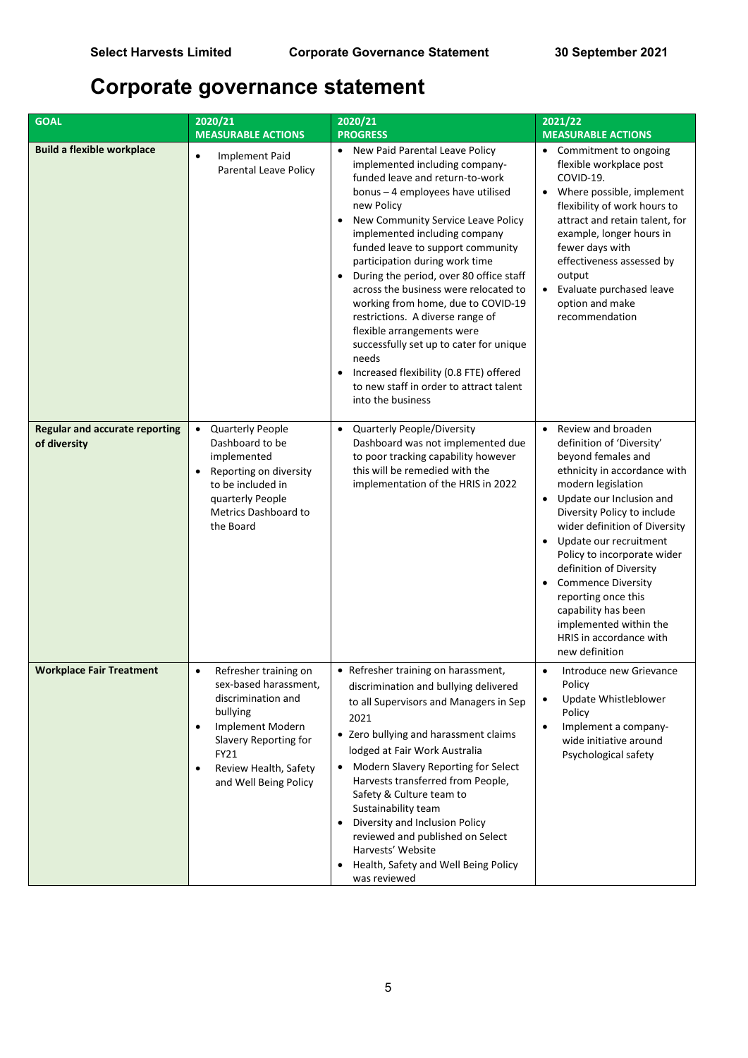# Corporate governance statement

| GOAL | 2020/21 MEASURABLE ACTIONS | 2020/21 PROGRESS | 2021/22 MEASURABLE ACTIONS |
|---|---|---|---|
| **Build a flexible workplace** | • Implement Paid Parental Leave Policy | • New Paid Parental Leave Policy implemented including company-funded leave and return-to-work bonus – 4 employees have utilised new Policy<br>• New Community Service Leave Policy implemented including company funded leave to support community participation during work time<br>• During the period, over 80 office staff across the business were relocated to working from home, due to COVID-19 restrictions. A diverse range of flexible arrangements were successfully set up to cater for unique needs<br>• Increased flexibility (0.8 FTE) offered to new staff in order to attract talent into the business | • Commitment to ongoing flexible workplace post COVID-19.<br>• Where possible, implement flexibility of work hours to attract and retain talent, for example, longer hours in fewer days with effectiveness assessed by output<br>• Evaluate purchased leave option and make recommendation |
| **Regular and accurate reporting of diversity** | • Quarterly People Dashboard to be implemented<br>• Reporting on diversity to be included in quarterly People Metrics Dashboard to the Board | • Quarterly People/Diversity Dashboard was not implemented due to poor tracking capability however this will be remedied with the implementation of the HRIS in 2022 | • Review and broaden definition of 'Diversity' beyond females and ethnicity in accordance with modern legislation<br>• Update our Inclusion and Diversity Policy to include wider definition of Diversity<br>• Update our recruitment Policy to incorporate wider definition of Diversity<br>• Commence Diversity reporting once this capability has been implemented within the HRIS in accordance with new definition |
| **Workplace Fair Treatment** | • Refresher training on sex-based harassment, discrimination and bullying<br>• Implement Modern Slavery Reporting for FY21<br>• Review Health, Safety and Well Being Policy | • Refresher training on harassment, discrimination and bullying delivered to all Supervisors and Managers in Sep 2021<br>• Zero bullying and harassment claims lodged at Fair Work Australia<br>• Modern Slavery Reporting for Select Harvests transferred from People, Safety & Culture team to Sustainability team<br>• Diversity and Inclusion Policy reviewed and published on Select Harvests' Website<br>• Health, Safety and Well Being Policy was reviewed | • Introduce new Grievance Policy<br>• Update Whistleblower Policy<br>• Implement a company-wide initiative around Psychological safety |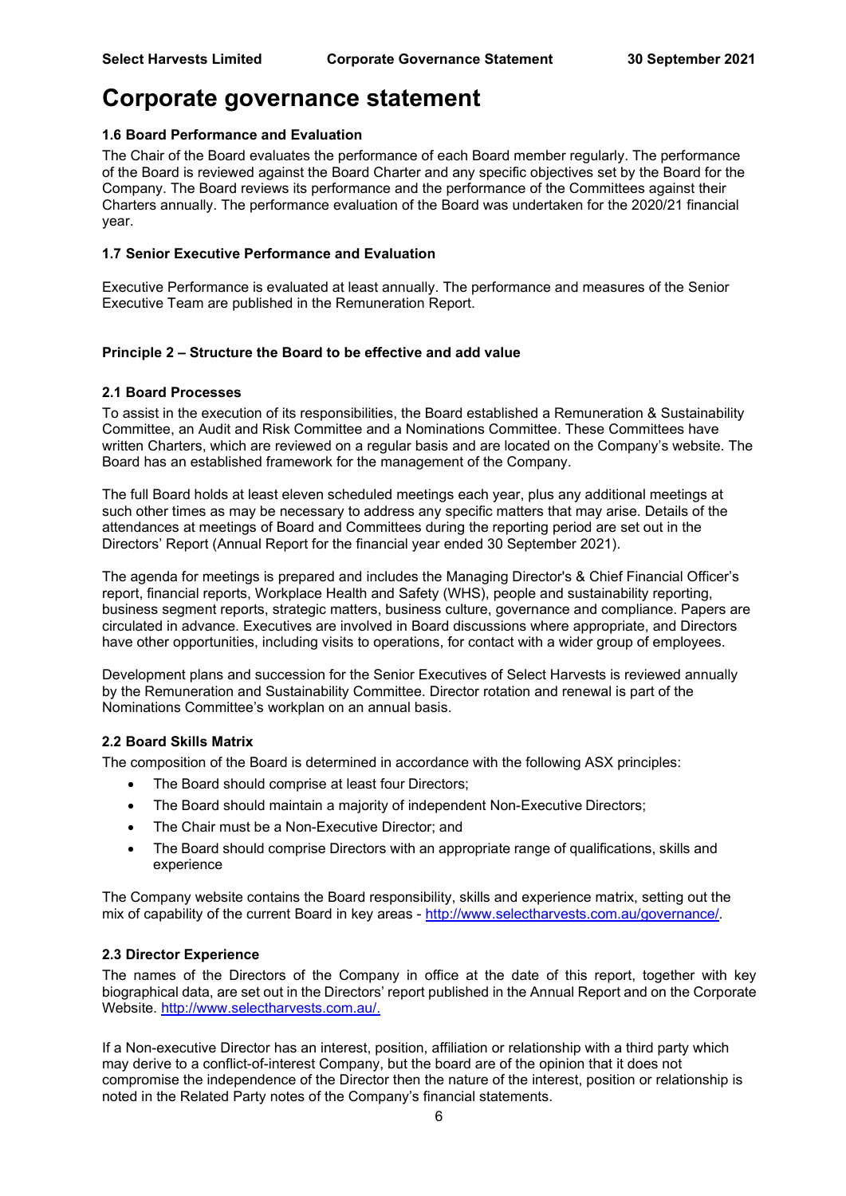# Corporate governance statement

### 1.6 Board Performance and Evaluation

The Chair of the Board evaluates the performance of each Board member regularly. The performance of the Board is reviewed against the Board Charter and any specific objectives set by the Board for the Company. The Board reviews its performance and the performance of the Committees against their Charters annually. The performance evaluation of the Board was undertaken for the 2020/21 financial year.

### 1.7 Senior Executive Performance and Evaluation

Executive Performance is evaluated at least annually. The performance and measures of the Senior Executive Team are published in the Remuneration Report.

## Principle 2 – Structure the Board to be effective and add value

### 2.1 Board Processes

To assist in the execution of its responsibilities, the Board established a Remuneration & Sustainability Committee, an Audit and Risk Committee and a Nominations Committee. These Committees have written Charters, which are reviewed on a regular basis and are located on the Company's website. The Board has an established framework for the management of the Company.

The full Board holds at least eleven scheduled meetings each year, plus any additional meetings at such other times as may be necessary to address any specific matters that may arise. Details of the attendances at meetings of Board and Committees during the reporting period are set out in the Directors' Report (Annual Report for the financial year ended 30 September 2021).

The agenda for meetings is prepared and includes the Managing Director's & Chief Financial Officer's report, financial reports, Workplace Health and Safety (WHS), people and sustainability reporting, business segment reports, strategic matters, business culture, governance and compliance. Papers are circulated in advance. Executives are involved in Board discussions where appropriate, and Directors have other opportunities, including visits to operations, for contact with a wider group of employees.

Development plans and succession for the Senior Executives of Select Harvests is reviewed annually by the Remuneration and Sustainability Committee. Director rotation and renewal is part of the Nominations Committee's workplan on an annual basis.

### 2.2 Board Skills Matrix

The composition of the Board is determined in accordance with the following ASX principles:

- The Board should comprise at least four Directors;
- The Board should maintain a majority of independent Non-Executive Directors;
- The Chair must be a Non-Executive Director; and
- The Board should comprise Directors with an appropriate range of qualifications, skills and experience

The Company website contains the Board responsibility, skills and experience matrix, setting out the mix of capability of the current Board in key areas - http://www.selectharvests.com.au/governance/.

### 2.3 Director Experience

The names of the Directors of the Company in office at the date of this report, together with key biographical data, are set out in the Directors' report published in the Annual Report and on the Corporate Website. http://www.selectharvests.com.au/.

If a Non-executive Director has an interest, position, affiliation or relationship with a third party which may derive to a conflict-of-interest Company, but the board are of the opinion that it does not compromise the independence of the Director then the nature of the interest, position or relationship is noted in the Related Party notes of the Company's financial statements.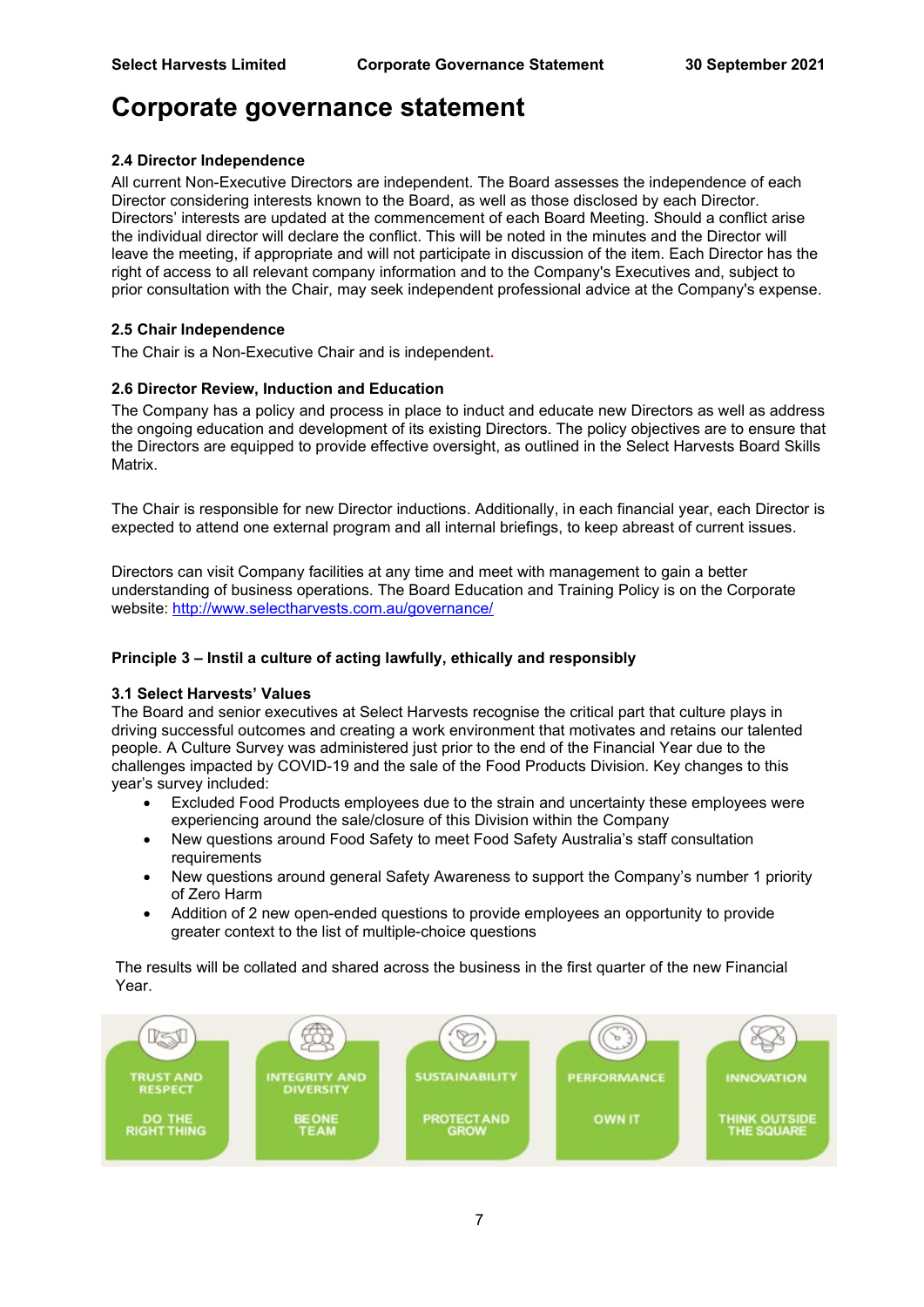# Corporate governance statement

### 2.4 Director Independence

All current Non-Executive Directors are independent. The Board assesses the independence of each Director considering interests known to the Board, as well as those disclosed by each Director. Directors' interests are updated at the commencement of each Board Meeting. Should a conflict arise the individual director will declare the conflict. This will be noted in the minutes and the Director will leave the meeting, if appropriate and will not participate in discussion of the item. Each Director has the right of access to all relevant company information and to the Company's Executives and, subject to prior consultation with the Chair, may seek independent professional advice at the Company's expense.

### 2.5 Chair Independence

The Chair is a Non-Executive Chair and is independent.

### 2.6 Director Review, Induction and Education

The Company has a policy and process in place to induct and educate new Directors as well as address the ongoing education and development of its existing Directors. The policy objectives are to ensure that the Directors are equipped to provide effective oversight, as outlined in the Select Harvests Board Skills Matrix.

The Chair is responsible for new Director inductions. Additionally, in each financial year, each Director is expected to attend one external program and all internal briefings, to keep abreast of current issues.

Directors can visit Company facilities at any time and meet with management to gain a better understanding of business operations. The Board Education and Training Policy is on the Corporate website: http://www.selectharvests.com.au/governance/

## Principle 3 – Instil a culture of acting lawfully, ethically and responsibly

### 3.1 Select Harvests' Values

The Board and senior executives at Select Harvests recognise the critical part that culture plays in driving successful outcomes and creating a work environment that motivates and retains our talented people. A Culture Survey was administered just prior to the end of the Financial Year due to the challenges impacted by COVID-19 and the sale of the Food Products Division. Key changes to this year's survey included:

- Excluded Food Products employees due to the strain and uncertainty these employees were experiencing around the sale/closure of this Division within the Company
- New questions around Food Safety to meet Food Safety Australia's staff consultation requirements
- New questions around general Safety Awareness to support the Company's number 1 priority of Zero Harm
- Addition of 2 new open-ended questions to provide employees an opportunity to provide greater context to the list of multiple-choice questions

The results will be collated and shared across the business in the first quarter of the new Financial Year.

| TRUST AND RESPECT | INTEGRITY AND DIVERSITY | SUSTAINABILITY | PERFORMANCE | INNOVATION |
|---|---|---|---|---|
| DO THE RIGHT THING | BE ONE TEAM | PROTECT AND GROW | OWN IT | THINK OUTSIDE THE SQUARE |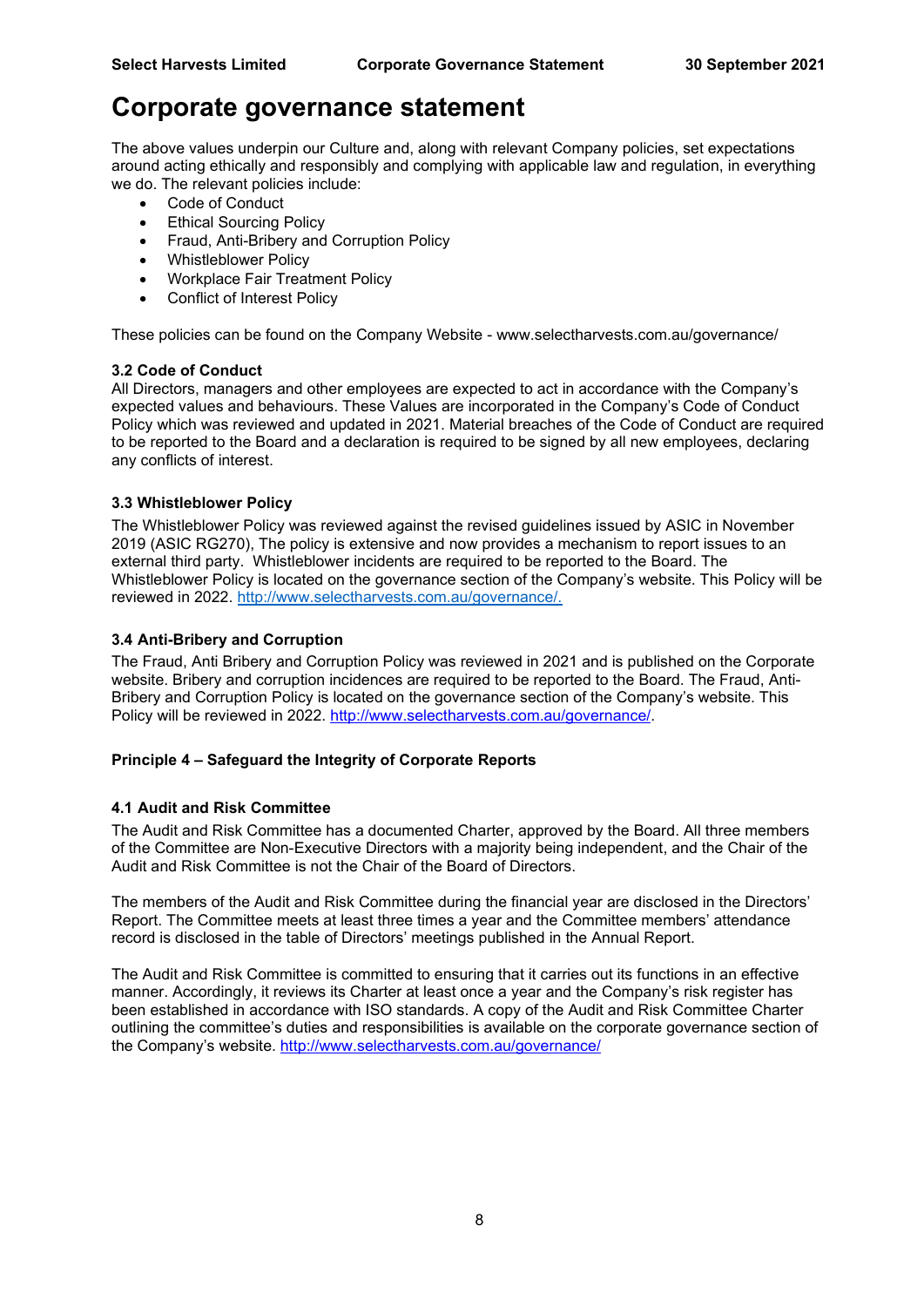# Corporate governance statement

The above values underpin our Culture and, along with relevant Company policies, set expectations around acting ethically and responsibly and complying with applicable law and regulation, in everything we do. The relevant policies include:

- Code of Conduct
- Ethical Sourcing Policy
- Fraud, Anti-Bribery and Corruption Policy
- Whistleblower Policy
- Workplace Fair Treatment Policy
- Conflict of Interest Policy

These policies can be found on the Company Website - www.selectharvests.com.au/governance/

### 3.2 Code of Conduct

All Directors, managers and other employees are expected to act in accordance with the Company's expected values and behaviours. These Values are incorporated in the Company's Code of Conduct Policy which was reviewed and updated in 2021. Material breaches of the Code of Conduct are required to be reported to the Board and a declaration is required to be signed by all new employees, declaring any conflicts of interest.

### 3.3 Whistleblower Policy

The Whistleblower Policy was reviewed against the revised guidelines issued by ASIC in November 2019 (ASIC RG270), The policy is extensive and now provides a mechanism to report issues to an external third party. Whistleblower incidents are required to be reported to the Board. The Whistleblower Policy is located on the governance section of the Company's website. This Policy will be reviewed in 2022. http://www.selectharvests.com.au/governance/.

### 3.4 Anti-Bribery and Corruption

The Fraud, Anti Bribery and Corruption Policy was reviewed in 2021 and is published on the Corporate website. Bribery and corruption incidences are required to be reported to the Board. The Fraud, Anti-Bribery and Corruption Policy is located on the governance section of the Company's website. This Policy will be reviewed in 2022. http://www.selectharvests.com.au/governance/.

**Principle 4 – Safeguard the Integrity of Corporate Reports**

### 4.1 Audit and Risk Committee

The Audit and Risk Committee has a documented Charter, approved by the Board. All three members of the Committee are Non-Executive Directors with a majority being independent, and the Chair of the Audit and Risk Committee is not the Chair of the Board of Directors.

The members of the Audit and Risk Committee during the financial year are disclosed in the Directors' Report. The Committee meets at least three times a year and the Committee members' attendance record is disclosed in the table of Directors' meetings published in the Annual Report.

The Audit and Risk Committee is committed to ensuring that it carries out its functions in an effective manner. Accordingly, it reviews its Charter at least once a year and the Company's risk register has been established in accordance with ISO standards. A copy of the Audit and Risk Committee Charter outlining the committee's duties and responsibilities is available on the corporate governance section of the Company's website. http://www.selectharvests.com.au/governance/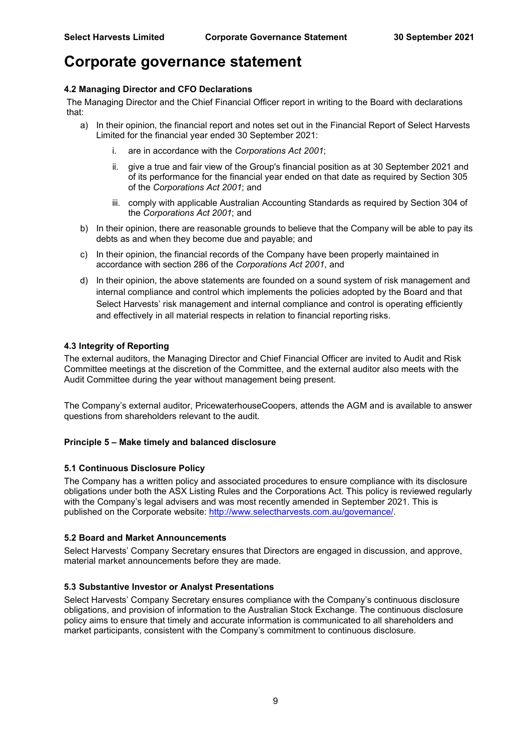# Corporate governance statement

### 4.2 Managing Director and CFO Declarations

The Managing Director and the Chief Financial Officer report in writing to the Board with declarations that:

a) In their opinion, the financial report and notes set out in the Financial Report of Select Harvests Limited for the financial year ended 30 September 2021:

   i. are in accordance with the *Corporations Act 2001*;

   ii. give a true and fair view of the Group's financial position as at 30 September 2021 and of its performance for the financial year ended on that date as required by Section 305 of the *Corporations Act 2001*; and

   iii. comply with applicable Australian Accounting Standards as required by Section 304 of the *Corporations Act 2001*; and

b) In their opinion, there are reasonable grounds to believe that the Company will be able to pay its debts as and when they become due and payable; and

c) In their opinion, the financial records of the Company have been properly maintained in accordance with section 286 of the *Corporations Act 2001*, and

d) In their opinion, the above statements are founded on a sound system of risk management and internal compliance and control which implements the policies adopted by the Board and that Select Harvests' risk management and internal compliance and control is operating efficiently and effectively in all material respects in relation to financial reporting risks.

### 4.3 Integrity of Reporting

The external auditors, the Managing Director and Chief Financial Officer are invited to Audit and Risk Committee meetings at the discretion of the Committee, and the external auditor also meets with the Audit Committee during the year without management being present.

The Company's external auditor, PricewaterhouseCoopers, attends the AGM and is available to answer questions from shareholders relevant to the audit.

## Principle 5 – Make timely and balanced disclosure

### 5.1 Continuous Disclosure Policy

The Company has a written policy and associated procedures to ensure compliance with its disclosure obligations under both the ASX Listing Rules and the Corporations Act. This policy is reviewed regularly with the Company's legal advisers and was most recently amended in September 2021. This is published on the Corporate website: [http://www.selectharvests.com.au/governance/](http://www.selectharvests.com.au/governance/).

### 5.2 Board and Market Announcements

Select Harvests' Company Secretary ensures that Directors are engaged in discussion, and approve, material market announcements before they are made.

### 5.3 Substantive Investor or Analyst Presentations

Select Harvests' Company Secretary ensures compliance with the Company's continuous disclosure obligations, and provision of information to the Australian Stock Exchange. The continuous disclosure policy aims to ensure that timely and accurate information is communicated to all shareholders and market participants, consistent with the Company's commitment to continuous disclosure.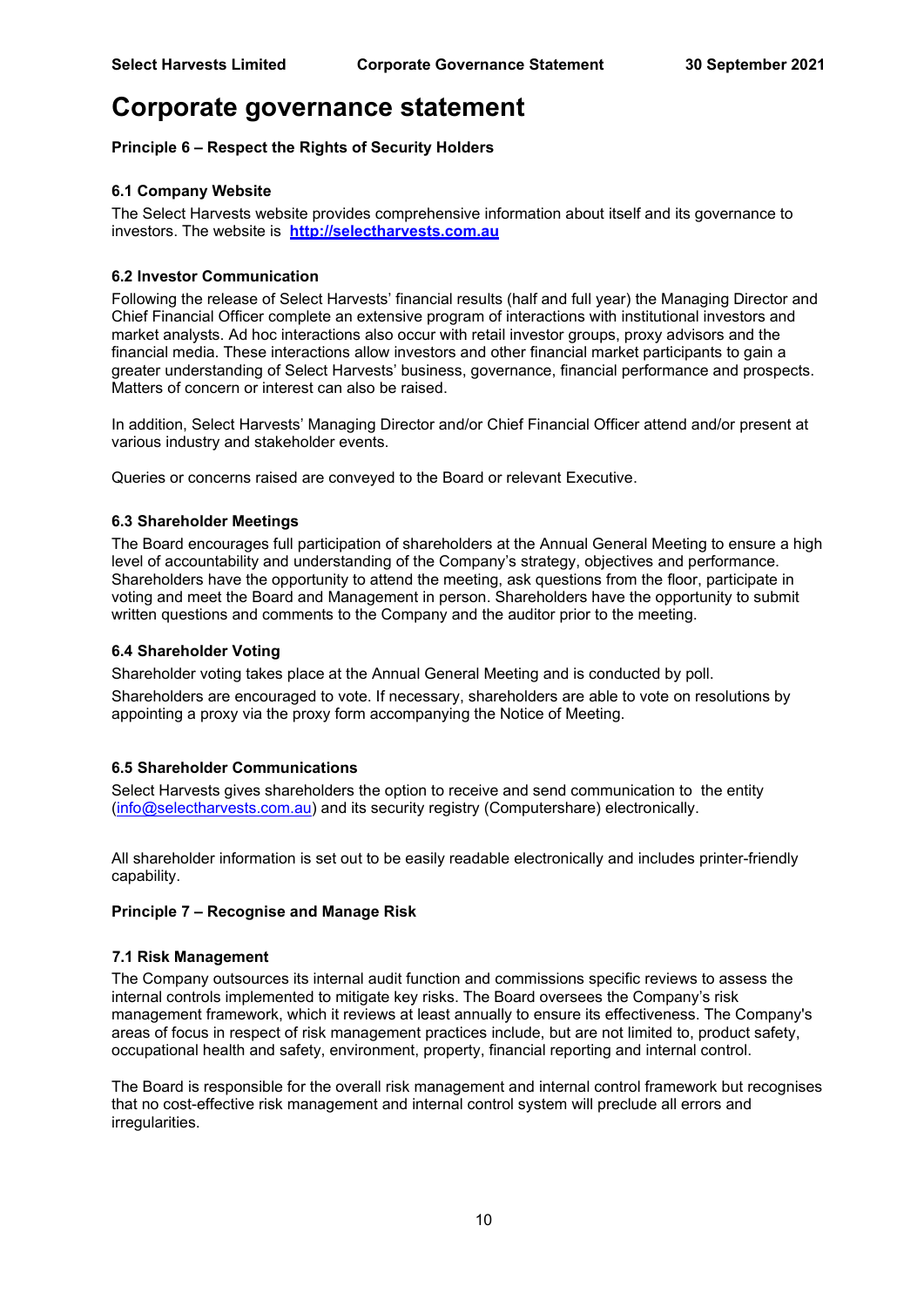# Corporate governance statement

**Principle 6 – Respect the Rights of Security Holders**

### 6.1 Company Website

The Select Harvests website provides comprehensive information about itself and its governance to investors. The website is **http://selectharvests.com.au**

### 6.2 Investor Communication

Following the release of Select Harvests' financial results (half and full year) the Managing Director and Chief Financial Officer complete an extensive program of interactions with institutional investors and market analysts. Ad hoc interactions also occur with retail investor groups, proxy advisors and the financial media. These interactions allow investors and other financial market participants to gain a greater understanding of Select Harvests' business, governance, financial performance and prospects. Matters of concern or interest can also be raised.

In addition, Select Harvests' Managing Director and/or Chief Financial Officer attend and/or present at various industry and stakeholder events.

Queries or concerns raised are conveyed to the Board or relevant Executive.

### 6.3 Shareholder Meetings

The Board encourages full participation of shareholders at the Annual General Meeting to ensure a high level of accountability and understanding of the Company's strategy, objectives and performance. Shareholders have the opportunity to attend the meeting, ask questions from the floor, participate in voting and meet the Board and Management in person. Shareholders have the opportunity to submit written questions and comments to the Company and the auditor prior to the meeting.

### 6.4 Shareholder Voting

Shareholder voting takes place at the Annual General Meeting and is conducted by poll.

Shareholders are encouraged to vote. If necessary, shareholders are able to vote on resolutions by appointing a proxy via the proxy form accompanying the Notice of Meeting.

### 6.5 Shareholder Communications

Select Harvests gives shareholders the option to receive and send communication to the entity (info@selectharvests.com.au) and its security registry (Computershare) electronically.

All shareholder information is set out to be easily readable electronically and includes printer-friendly capability.

**Principle 7 – Recognise and Manage Risk**

### 7.1 Risk Management

The Company outsources its internal audit function and commissions specific reviews to assess the internal controls implemented to mitigate key risks. The Board oversees the Company's risk management framework, which it reviews at least annually to ensure its effectiveness. The Company's areas of focus in respect of risk management practices include, but are not limited to, product safety, occupational health and safety, environment, property, financial reporting and internal control.

The Board is responsible for the overall risk management and internal control framework but recognises that no cost-effective risk management and internal control system will preclude all errors and irregularities.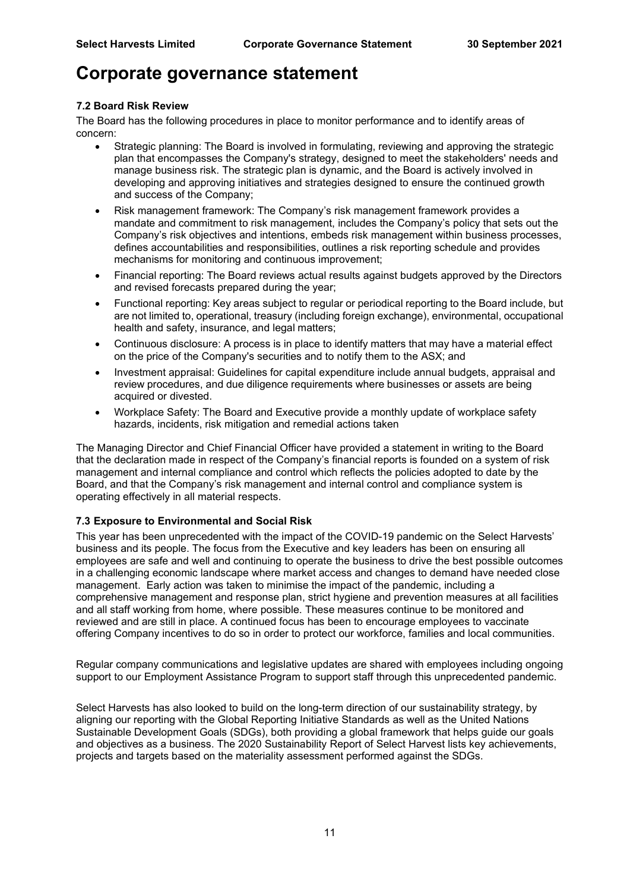# Corporate governance statement

### 7.2 Board Risk Review

The Board has the following procedures in place to monitor performance and to identify areas of concern:

- Strategic planning: The Board is involved in formulating, reviewing and approving the strategic plan that encompasses the Company's strategy, designed to meet the stakeholders' needs and manage business risk. The strategic plan is dynamic, and the Board is actively involved in developing and approving initiatives and strategies designed to ensure the continued growth and success of the Company;
- Risk management framework: The Company's risk management framework provides a mandate and commitment to risk management, includes the Company's policy that sets out the Company's risk objectives and intentions, embeds risk management within business processes, defines accountabilities and responsibilities, outlines a risk reporting schedule and provides mechanisms for monitoring and continuous improvement;
- Financial reporting: The Board reviews actual results against budgets approved by the Directors and revised forecasts prepared during the year;
- Functional reporting: Key areas subject to regular or periodical reporting to the Board include, but are not limited to, operational, treasury (including foreign exchange), environmental, occupational health and safety, insurance, and legal matters;
- Continuous disclosure: A process is in place to identify matters that may have a material effect on the price of the Company's securities and to notify them to the ASX; and
- Investment appraisal: Guidelines for capital expenditure include annual budgets, appraisal and review procedures, and due diligence requirements where businesses or assets are being acquired or divested.
- Workplace Safety: The Board and Executive provide a monthly update of workplace safety hazards, incidents, risk mitigation and remedial actions taken

The Managing Director and Chief Financial Officer have provided a statement in writing to the Board that the declaration made in respect of the Company's financial reports is founded on a system of risk management and internal compliance and control which reflects the policies adopted to date by the Board, and that the Company's risk management and internal control and compliance system is operating effectively in all material respects.

### 7.3 Exposure to Environmental and Social Risk

This year has been unprecedented with the impact of the COVID-19 pandemic on the Select Harvests' business and its people. The focus from the Executive and key leaders has been on ensuring all employees are safe and well and continuing to operate the business to drive the best possible outcomes in a challenging economic landscape where market access and changes to demand have needed close management. Early action was taken to minimise the impact of the pandemic, including a comprehensive management and response plan, strict hygiene and prevention measures at all facilities and all staff working from home, where possible. These measures continue to be monitored and reviewed and are still in place. A continued focus has been to encourage employees to vaccinate offering Company incentives to do so in order to protect our workforce, families and local communities.

Regular company communications and legislative updates are shared with employees including ongoing support to our Employment Assistance Program to support staff through this unprecedented pandemic.

Select Harvests has also looked to build on the long-term direction of our sustainability strategy, by aligning our reporting with the Global Reporting Initiative Standards as well as the United Nations Sustainable Development Goals (SDGs), both providing a global framework that helps guide our goals and objectives as a business. The 2020 Sustainability Report of Select Harvest lists key achievements, projects and targets based on the materiality assessment performed against the SDGs.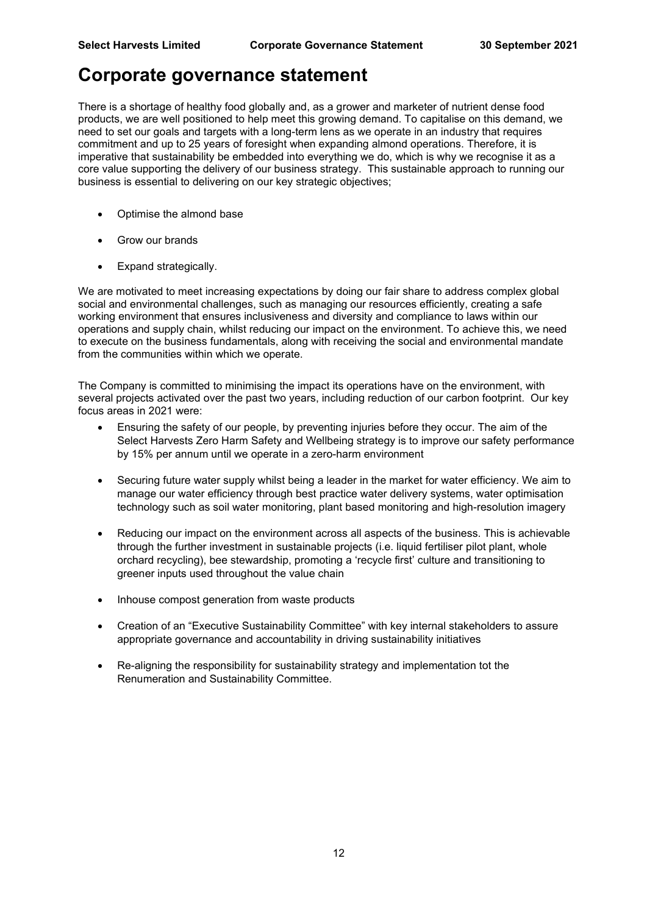# Corporate governance statement

There is a shortage of healthy food globally and, as a grower and marketer of nutrient dense food products, we are well positioned to help meet this growing demand. To capitalise on this demand, we need to set our goals and targets with a long-term lens as we operate in an industry that requires commitment and up to 25 years of foresight when expanding almond operations. Therefore, it is imperative that sustainability be embedded into everything we do, which is why we recognise it as a core value supporting the delivery of our business strategy. This sustainable approach to running our business is essential to delivering on our key strategic objectives;

- Optimise the almond base
- Grow our brands
- Expand strategically.

We are motivated to meet increasing expectations by doing our fair share to address complex global social and environmental challenges, such as managing our resources efficiently, creating a safe working environment that ensures inclusiveness and diversity and compliance to laws within our operations and supply chain, whilst reducing our impact on the environment. To achieve this, we need to execute on the business fundamentals, along with receiving the social and environmental mandate from the communities within which we operate.

The Company is committed to minimising the impact its operations have on the environment, with several projects activated over the past two years, including reduction of our carbon footprint. Our key focus areas in 2021 were:

- Ensuring the safety of our people, by preventing injuries before they occur. The aim of the Select Harvests Zero Harm Safety and Wellbeing strategy is to improve our safety performance by 15% per annum until we operate in a zero-harm environment
- Securing future water supply whilst being a leader in the market for water efficiency. We aim to manage our water efficiency through best practice water delivery systems, water optimisation technology such as soil water monitoring, plant based monitoring and high-resolution imagery
- Reducing our impact on the environment across all aspects of the business. This is achievable through the further investment in sustainable projects (i.e. liquid fertiliser pilot plant, whole orchard recycling), bee stewardship, promoting a 'recycle first' culture and transitioning to greener inputs used throughout the value chain
- Inhouse compost generation from waste products
- Creation of an "Executive Sustainability Committee" with key internal stakeholders to assure appropriate governance and accountability in driving sustainability initiatives
- Re-aligning the responsibility for sustainability strategy and implementation tot the Renumeration and Sustainability Committee.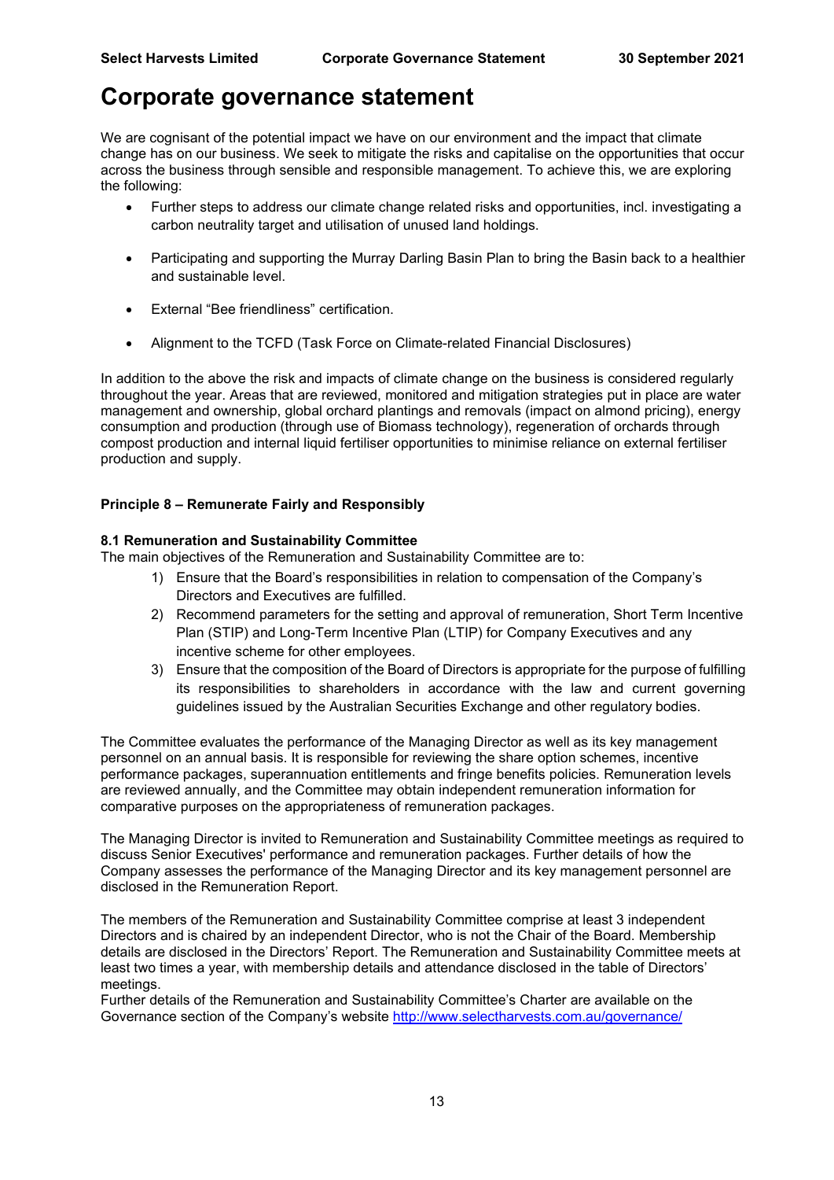# Corporate governance statement

We are cognisant of the potential impact we have on our environment and the impact that climate change has on our business. We seek to mitigate the risks and capitalise on the opportunities that occur across the business through sensible and responsible management. To achieve this, we are exploring the following:

- Further steps to address our climate change related risks and opportunities, incl. investigating a carbon neutrality target and utilisation of unused land holdings.
- Participating and supporting the Murray Darling Basin Plan to bring the Basin back to a healthier and sustainable level.
- External "Bee friendliness" certification.
- Alignment to the TCFD (Task Force on Climate-related Financial Disclosures)

In addition to the above the risk and impacts of climate change on the business is considered regularly throughout the year. Areas that are reviewed, monitored and mitigation strategies put in place are water management and ownership, global orchard plantings and removals (impact on almond pricing), energy consumption and production (through use of Biomass technology), regeneration of orchards through compost production and internal liquid fertiliser opportunities to minimise reliance on external fertiliser production and supply.

**Principle 8 – Remunerate Fairly and Responsibly**

**8.1 Remuneration and Sustainability Committee**

The main objectives of the Remuneration and Sustainability Committee are to:

1) Ensure that the Board's responsibilities in relation to compensation of the Company's Directors and Executives are fulfilled.
2) Recommend parameters for the setting and approval of remuneration, Short Term Incentive Plan (STIP) and Long-Term Incentive Plan (LTIP) for Company Executives and any incentive scheme for other employees.
3) Ensure that the composition of the Board of Directors is appropriate for the purpose of fulfilling its responsibilities to shareholders in accordance with the law and current governing guidelines issued by the Australian Securities Exchange and other regulatory bodies.

The Committee evaluates the performance of the Managing Director as well as its key management personnel on an annual basis. It is responsible for reviewing the share option schemes, incentive performance packages, superannuation entitlements and fringe benefits policies. Remuneration levels are reviewed annually, and the Committee may obtain independent remuneration information for comparative purposes on the appropriateness of remuneration packages.

The Managing Director is invited to Remuneration and Sustainability Committee meetings as required to discuss Senior Executives' performance and remuneration packages. Further details of how the Company assesses the performance of the Managing Director and its key management personnel are disclosed in the Remuneration Report.

The members of the Remuneration and Sustainability Committee comprise at least 3 independent Directors and is chaired by an independent Director, who is not the Chair of the Board. Membership details are disclosed in the Directors' Report. The Remuneration and Sustainability Committee meets at least two times a year, with membership details and attendance disclosed in the table of Directors' meetings.

Further details of the Remuneration and Sustainability Committee's Charter are available on the Governance section of the Company's website http://www.selectharvests.com.au/governance/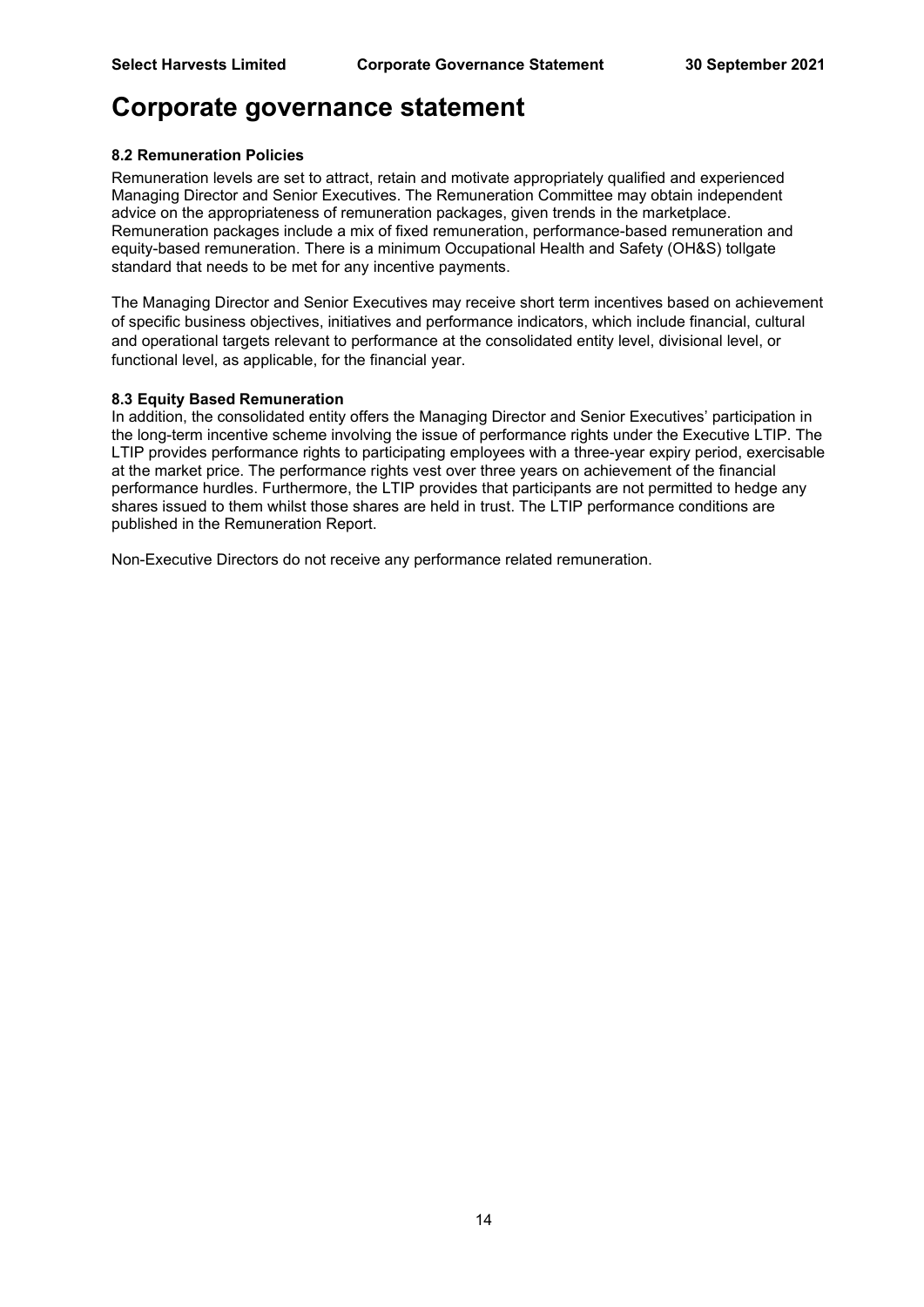# Corporate governance statement

### 8.2 Remuneration Policies

Remuneration levels are set to attract, retain and motivate appropriately qualified and experienced Managing Director and Senior Executives. The Remuneration Committee may obtain independent advice on the appropriateness of remuneration packages, given trends in the marketplace. Remuneration packages include a mix of fixed remuneration, performance-based remuneration and equity-based remuneration. There is a minimum Occupational Health and Safety (OH&S) tollgate standard that needs to be met for any incentive payments.

The Managing Director and Senior Executives may receive short term incentives based on achievement of specific business objectives, initiatives and performance indicators, which include financial, cultural and operational targets relevant to performance at the consolidated entity level, divisional level, or functional level, as applicable, for the financial year.

### 8.3 Equity Based Remuneration

In addition, the consolidated entity offers the Managing Director and Senior Executives' participation in the long-term incentive scheme involving the issue of performance rights under the Executive LTIP. The LTIP provides performance rights to participating employees with a three-year expiry period, exercisable at the market price. The performance rights vest over three years on achievement of the financial performance hurdles. Furthermore, the LTIP provides that participants are not permitted to hedge any shares issued to them whilst those shares are held in trust. The LTIP performance conditions are published in the Remuneration Report.

Non-Executive Directors do not receive any performance related remuneration.